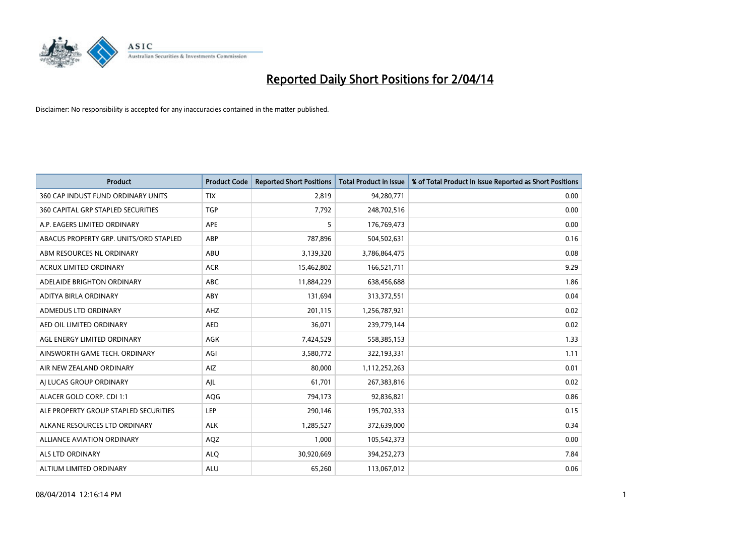# Reported Daily Short Positions for 2/04/14

Disclaimer: No responsibility is accepted for any inaccuracies contained in the matter published.

| Product | Product Code | Reported Short Positions | Total Product in Issue | % of Total Product in Issue Reported as Short Positions |
|---|---|---|---|---|
| 360 CAP INDUST FUND ORDINARY UNITS | TIX | 2,819 | 94,280,771 | 0.00 |
| 360 CAPITAL GRP STAPLED SECURITIES | TGP | 7,792 | 248,702,516 | 0.00 |
| A.P. EAGERS LIMITED ORDINARY | APE | 5 | 176,769,473 | 0.00 |
| ABACUS PROPERTY GRP. UNITS/ORD STAPLED | ABP | 787,896 | 504,502,631 | 0.16 |
| ABM RESOURCES NL ORDINARY | ABU | 3,139,320 | 3,786,864,475 | 0.08 |
| ACRUX LIMITED ORDINARY | ACR | 15,462,802 | 166,521,711 | 9.29 |
| ADELAIDE BRIGHTON ORDINARY | ABC | 11,884,229 | 638,456,688 | 1.86 |
| ADITYA BIRLA ORDINARY | ABY | 131,694 | 313,372,551 | 0.04 |
| ADMEDUS LTD ORDINARY | AHZ | 201,115 | 1,256,787,921 | 0.02 |
| AED OIL LIMITED ORDINARY | AED | 36,071 | 239,779,144 | 0.02 |
| AGL ENERGY LIMITED ORDINARY | AGK | 7,424,529 | 558,385,153 | 1.33 |
| AINSWORTH GAME TECH. ORDINARY | AGI | 3,580,772 | 322,193,331 | 1.11 |
| AIR NEW ZEALAND ORDINARY | AIZ | 80,000 | 1,112,252,263 | 0.01 |
| AJ LUCAS GROUP ORDINARY | AJL | 61,701 | 267,383,816 | 0.02 |
| ALACER GOLD CORP. CDI 1:1 | AQG | 794,173 | 92,836,821 | 0.86 |
| ALE PROPERTY GROUP STAPLED SECURITIES | LEP | 290,146 | 195,702,333 | 0.15 |
| ALKANE RESOURCES LTD ORDINARY | ALK | 1,285,527 | 372,639,000 | 0.34 |
| ALLIANCE AVIATION ORDINARY | AQZ | 1,000 | 105,542,373 | 0.00 |
| ALS LTD ORDINARY | ALQ | 30,920,669 | 394,252,273 | 7.84 |
| ALTIUM LIMITED ORDINARY | ALU | 65,260 | 113,067,012 | 0.06 |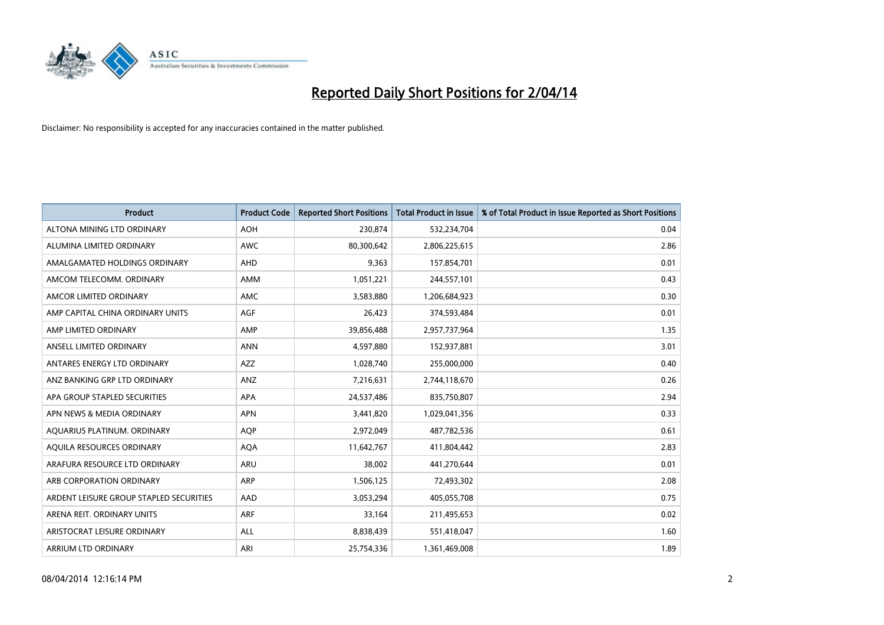# Reported Daily Short Positions for 2/04/14

Disclaimer: No responsibility is accepted for any inaccuracies contained in the matter published.

| Product | Product Code | Reported Short Positions | Total Product in Issue | % of Total Product in Issue Reported as Short Positions |
|---|---|---|---|---|
| ALTONA MINING LTD ORDINARY | AOH | 230,874 | 532,234,704 | 0.04 |
| ALUMINA LIMITED ORDINARY | AWC | 80,300,642 | 2,806,225,615 | 2.86 |
| AMALGAMATED HOLDINGS ORDINARY | AHD | 9,363 | 157,854,701 | 0.01 |
| AMCOM TELECOMM. ORDINARY | AMM | 1,051,221 | 244,557,101 | 0.43 |
| AMCOR LIMITED ORDINARY | AMC | 3,583,880 | 1,206,684,923 | 0.30 |
| AMP CAPITAL CHINA ORDINARY UNITS | AGF | 26,423 | 374,593,484 | 0.01 |
| AMP LIMITED ORDINARY | AMP | 39,856,488 | 2,957,737,964 | 1.35 |
| ANSELL LIMITED ORDINARY | ANN | 4,597,880 | 152,937,881 | 3.01 |
| ANTARES ENERGY LTD ORDINARY | AZZ | 1,028,740 | 255,000,000 | 0.40 |
| ANZ BANKING GRP LTD ORDINARY | ANZ | 7,216,631 | 2,744,118,670 | 0.26 |
| APA GROUP STAPLED SECURITIES | APA | 24,537,486 | 835,750,807 | 2.94 |
| APN NEWS & MEDIA ORDINARY | APN | 3,441,820 | 1,029,041,356 | 0.33 |
| AQUARIUS PLATINUM. ORDINARY | AQP | 2,972,049 | 487,782,536 | 0.61 |
| AQUILA RESOURCES ORDINARY | AQA | 11,642,767 | 411,804,442 | 2.83 |
| ARAFURA RESOURCE LTD ORDINARY | ARU | 38,002 | 441,270,644 | 0.01 |
| ARB CORPORATION ORDINARY | ARP | 1,506,125 | 72,493,302 | 2.08 |
| ARDENT LEISURE GROUP STAPLED SECURITIES | AAD | 3,053,294 | 405,055,708 | 0.75 |
| ARENA REIT. ORDINARY UNITS | ARF | 33,164 | 211,495,653 | 0.02 |
| ARISTOCRAT LEISURE ORDINARY | ALL | 8,838,439 | 551,418,047 | 1.60 |
| ARRIUM LTD ORDINARY | ARI | 25,754,336 | 1,361,469,008 | 1.89 |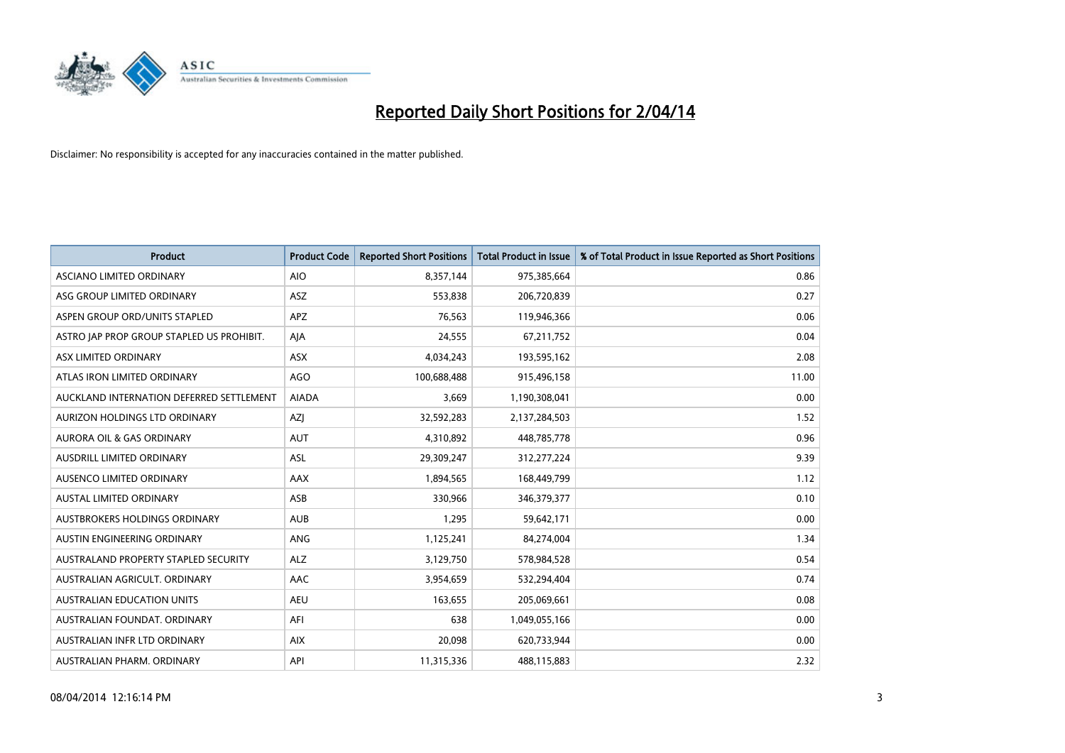# Reported Daily Short Positions for 2/04/14

Disclaimer: No responsibility is accepted for any inaccuracies contained in the matter published.

| Product | Product Code | Reported Short Positions | Total Product in Issue | % of Total Product in Issue Reported as Short Positions |
|---|---|---|---|---|
| ASCIANO LIMITED ORDINARY | AIO | 8,357,144 | 975,385,664 | 0.86 |
| ASG GROUP LIMITED ORDINARY | ASZ | 553,838 | 206,720,839 | 0.27 |
| ASPEN GROUP ORD/UNITS STAPLED | APZ | 76,563 | 119,946,366 | 0.06 |
| ASTRO JAP PROP GROUP STAPLED US PROHIBIT. | AJA | 24,555 | 67,211,752 | 0.04 |
| ASX LIMITED ORDINARY | ASX | 4,034,243 | 193,595,162 | 2.08 |
| ATLAS IRON LIMITED ORDINARY | AGO | 100,688,488 | 915,496,158 | 11.00 |
| AUCKLAND INTERNATION DEFERRED SETTLEMENT | AIADA | 3,669 | 1,190,308,041 | 0.00 |
| AURIZON HOLDINGS LTD ORDINARY | AZJ | 32,592,283 | 2,137,284,503 | 1.52 |
| AURORA OIL & GAS ORDINARY | AUT | 4,310,892 | 448,785,778 | 0.96 |
| AUSDRILL LIMITED ORDINARY | ASL | 29,309,247 | 312,277,224 | 9.39 |
| AUSENCO LIMITED ORDINARY | AAX | 1,894,565 | 168,449,799 | 1.12 |
| AUSTAL LIMITED ORDINARY | ASB | 330,966 | 346,379,377 | 0.10 |
| AUSTBROKERS HOLDINGS ORDINARY | AUB | 1,295 | 59,642,171 | 0.00 |
| AUSTIN ENGINEERING ORDINARY | ANG | 1,125,241 | 84,274,004 | 1.34 |
| AUSTRALAND PROPERTY STAPLED SECURITY | ALZ | 3,129,750 | 578,984,528 | 0.54 |
| AUSTRALIAN AGRICULT. ORDINARY | AAC | 3,954,659 | 532,294,404 | 0.74 |
| AUSTRALIAN EDUCATION UNITS | AEU | 163,655 | 205,069,661 | 0.08 |
| AUSTRALIAN FOUNDAT. ORDINARY | AFI | 638 | 1,049,055,166 | 0.00 |
| AUSTRALIAN INFR LTD ORDINARY | AIX | 20,098 | 620,733,944 | 0.00 |
| AUSTRALIAN PHARM. ORDINARY | API | 11,315,336 | 488,115,883 | 2.32 |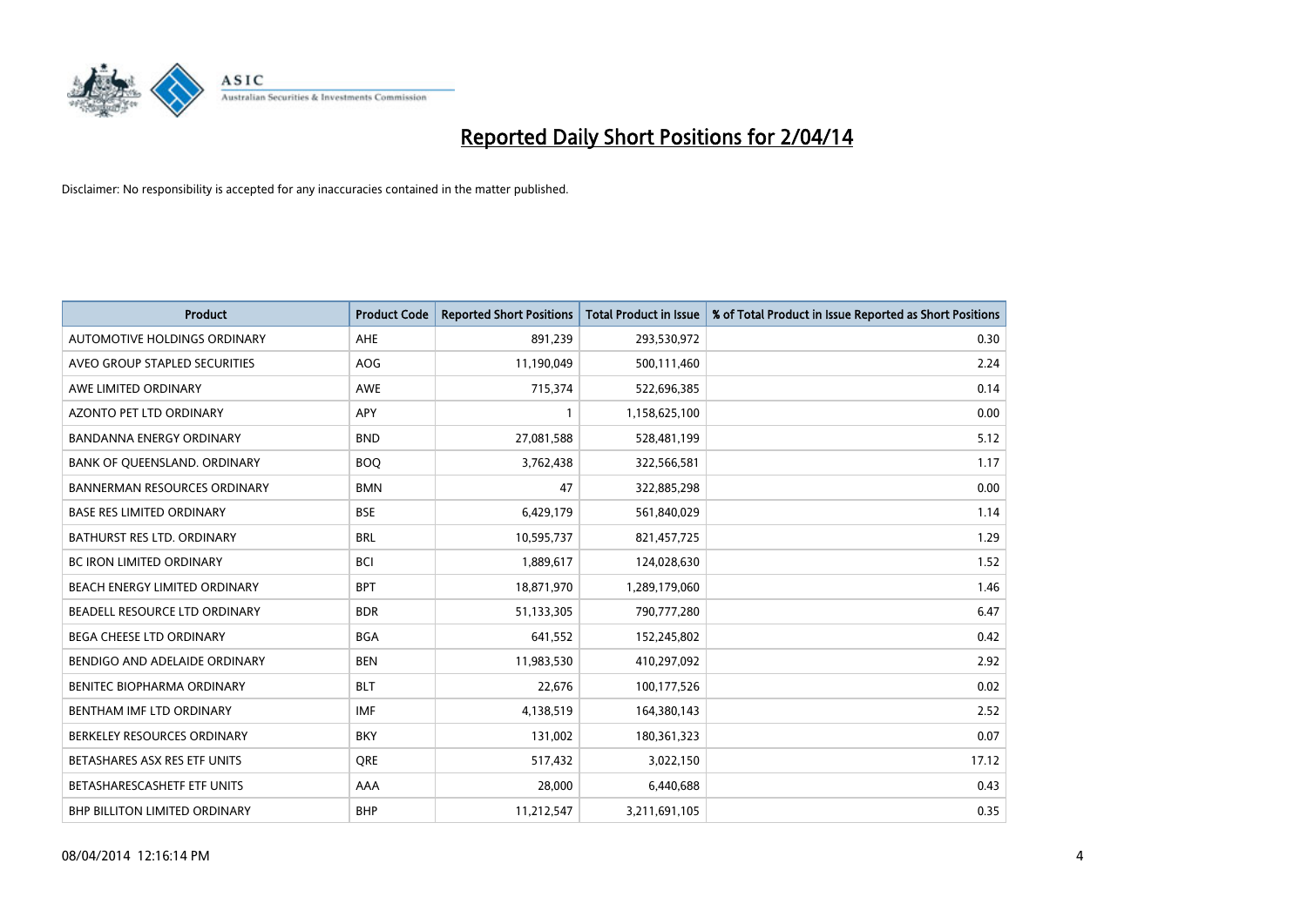# Reported Daily Short Positions for 2/04/14

Disclaimer: No responsibility is accepted for any inaccuracies contained in the matter published.

| Product | Product Code | Reported Short Positions | Total Product in Issue | % of Total Product in Issue Reported as Short Positions |
|---|---|---|---|---|
| AUTOMOTIVE HOLDINGS ORDINARY | AHE | 891,239 | 293,530,972 | 0.30 |
| AVEO GROUP STAPLED SECURITIES | AOG | 11,190,049 | 500,111,460 | 2.24 |
| AWE LIMITED ORDINARY | AWE | 715,374 | 522,696,385 | 0.14 |
| AZONTO PET LTD ORDINARY | APY | 1 | 1,158,625,100 | 0.00 |
| BANDANNA ENERGY ORDINARY | BND | 27,081,588 | 528,481,199 | 5.12 |
| BANK OF QUEENSLAND. ORDINARY | BOQ | 3,762,438 | 322,566,581 | 1.17 |
| BANNERMAN RESOURCES ORDINARY | BMN | 47 | 322,885,298 | 0.00 |
| BASE RES LIMITED ORDINARY | BSE | 6,429,179 | 561,840,029 | 1.14 |
| BATHURST RES LTD. ORDINARY | BRL | 10,595,737 | 821,457,725 | 1.29 |
| BC IRON LIMITED ORDINARY | BCI | 1,889,617 | 124,028,630 | 1.52 |
| BEACH ENERGY LIMITED ORDINARY | BPT | 18,871,970 | 1,289,179,060 | 1.46 |
| BEADELL RESOURCE LTD ORDINARY | BDR | 51,133,305 | 790,777,280 | 6.47 |
| BEGA CHEESE LTD ORDINARY | BGA | 641,552 | 152,245,802 | 0.42 |
| BENDIGO AND ADELAIDE ORDINARY | BEN | 11,983,530 | 410,297,092 | 2.92 |
| BENITEC BIOPHARMA ORDINARY | BLT | 22,676 | 100,177,526 | 0.02 |
| BENTHAM IMF LTD ORDINARY | IMF | 4,138,519 | 164,380,143 | 2.52 |
| BERKELEY RESOURCES ORDINARY | BKY | 131,002 | 180,361,323 | 0.07 |
| BETASHARES ASX RES ETF UNITS | QRE | 517,432 | 3,022,150 | 17.12 |
| BETASHARESCASHETF ETF UNITS | AAA | 28,000 | 6,440,688 | 0.43 |
| BHP BILLITON LIMITED ORDINARY | BHP | 11,212,547 | 3,211,691,105 | 0.35 |

08/04/2014 12:16:14 PM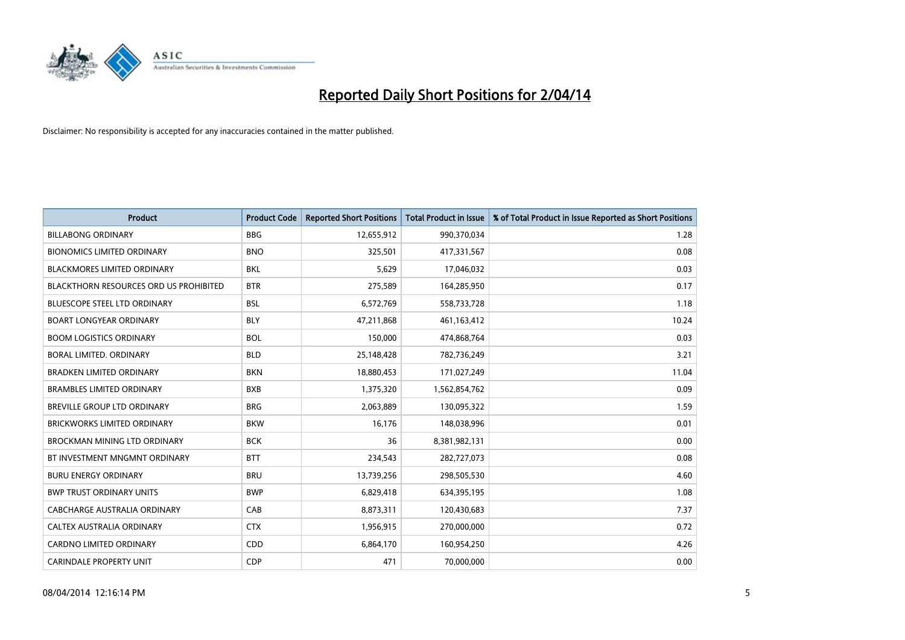# Reported Daily Short Positions for 2/04/14

Disclaimer: No responsibility is accepted for any inaccuracies contained in the matter published.

| Product | Product Code | Reported Short Positions | Total Product in Issue | % of Total Product in Issue Reported as Short Positions |
| --- | --- | --- | --- | --- |
| BILLABONG ORDINARY | BBG | 12,655,912 | 990,370,034 | 1.28 |
| BIONOMICS LIMITED ORDINARY | BNO | 325,501 | 417,331,567 | 0.08 |
| BLACKMORES LIMITED ORDINARY | BKL | 5,629 | 17,046,032 | 0.03 |
| BLACKTHORN RESOURCES ORD US PROHIBITED | BTR | 275,589 | 164,285,950 | 0.17 |
| BLUESCOPE STEEL LTD ORDINARY | BSL | 6,572,769 | 558,733,728 | 1.18 |
| BOART LONGYEAR ORDINARY | BLY | 47,211,868 | 461,163,412 | 10.24 |
| BOOM LOGISTICS ORDINARY | BOL | 150,000 | 474,868,764 | 0.03 |
| BORAL LIMITED. ORDINARY | BLD | 25,148,428 | 782,736,249 | 3.21 |
| BRADKEN LIMITED ORDINARY | BKN | 18,880,453 | 171,027,249 | 11.04 |
| BRAMBLES LIMITED ORDINARY | BXB | 1,375,320 | 1,562,854,762 | 0.09 |
| BREVILLE GROUP LTD ORDINARY | BRG | 2,063,889 | 130,095,322 | 1.59 |
| BRICKWORKS LIMITED ORDINARY | BKW | 16,176 | 148,038,996 | 0.01 |
| BROCKMAN MINING LTD ORDINARY | BCK | 36 | 8,381,982,131 | 0.00 |
| BT INVESTMENT MNGMNT ORDINARY | BTT | 234,543 | 282,727,073 | 0.08 |
| BURU ENERGY ORDINARY | BRU | 13,739,256 | 298,505,530 | 4.60 |
| BWP TRUST ORDINARY UNITS | BWP | 6,829,418 | 634,395,195 | 1.08 |
| CABCHARGE AUSTRALIA ORDINARY | CAB | 8,873,311 | 120,430,683 | 7.37 |
| CALTEX AUSTRALIA ORDINARY | CTX | 1,956,915 | 270,000,000 | 0.72 |
| CARDNO LIMITED ORDINARY | CDD | 6,864,170 | 160,954,250 | 4.26 |
| CARINDALE PROPERTY UNIT | CDP | 471 | 70,000,000 | 0.00 |

08/04/2014 12:16:14 PM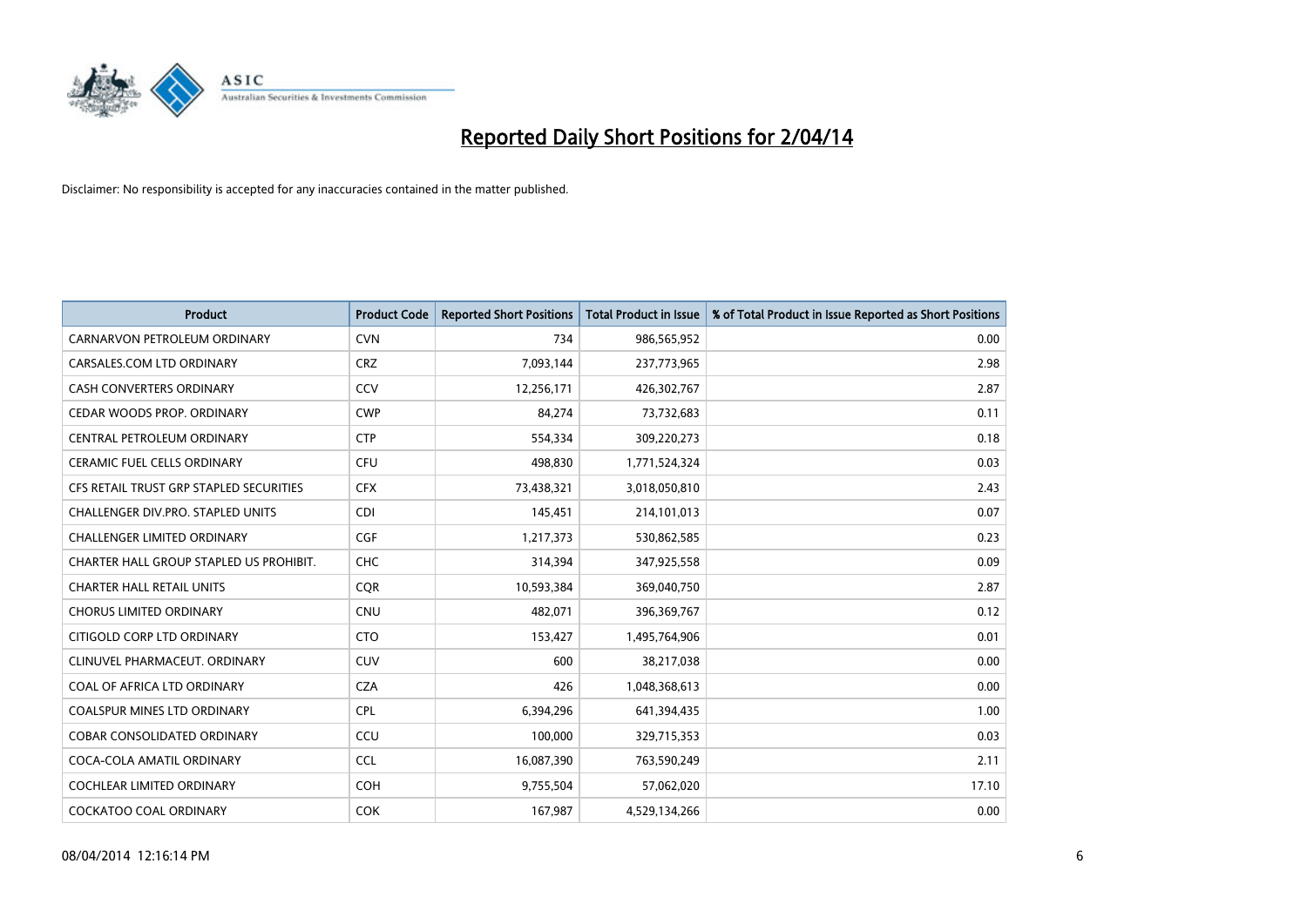# Reported Daily Short Positions for 2/04/14

Disclaimer: No responsibility is accepted for any inaccuracies contained in the matter published.

| Product | Product Code | Reported Short Positions | Total Product in Issue | % of Total Product in Issue Reported as Short Positions |
|---|---|---|---|---|
| CARNARVON PETROLEUM ORDINARY | CVN | 734 | 986,565,952 | 0.00 |
| CARSALES.COM LTD ORDINARY | CRZ | 7,093,144 | 237,773,965 | 2.98 |
| CASH CONVERTERS ORDINARY | CCV | 12,256,171 | 426,302,767 | 2.87 |
| CEDAR WOODS PROP. ORDINARY | CWP | 84,274 | 73,732,683 | 0.11 |
| CENTRAL PETROLEUM ORDINARY | CTP | 554,334 | 309,220,273 | 0.18 |
| CERAMIC FUEL CELLS ORDINARY | CFU | 498,830 | 1,771,524,324 | 0.03 |
| CFS RETAIL TRUST GRP STAPLED SECURITIES | CFX | 73,438,321 | 3,018,050,810 | 2.43 |
| CHALLENGER DIV.PRO. STAPLED UNITS | CDI | 145,451 | 214,101,013 | 0.07 |
| CHALLENGER LIMITED ORDINARY | CGF | 1,217,373 | 530,862,585 | 0.23 |
| CHARTER HALL GROUP STAPLED US PROHIBIT. | CHC | 314,394 | 347,925,558 | 0.09 |
| CHARTER HALL RETAIL UNITS | CQR | 10,593,384 | 369,040,750 | 2.87 |
| CHORUS LIMITED ORDINARY | CNU | 482,071 | 396,369,767 | 0.12 |
| CITIGOLD CORP LTD ORDINARY | CTO | 153,427 | 1,495,764,906 | 0.01 |
| CLINUVEL PHARMACEUT. ORDINARY | CUV | 600 | 38,217,038 | 0.00 |
| COAL OF AFRICA LTD ORDINARY | CZA | 426 | 1,048,368,613 | 0.00 |
| COALSPUR MINES LTD ORDINARY | CPL | 6,394,296 | 641,394,435 | 1.00 |
| COBAR CONSOLIDATED ORDINARY | CCU | 100,000 | 329,715,353 | 0.03 |
| COCA-COLA AMATIL ORDINARY | CCL | 16,087,390 | 763,590,249 | 2.11 |
| COCHLEAR LIMITED ORDINARY | COH | 9,755,504 | 57,062,020 | 17.10 |
| COCKATOO COAL ORDINARY | COK | 167,987 | 4,529,134,266 | 0.00 |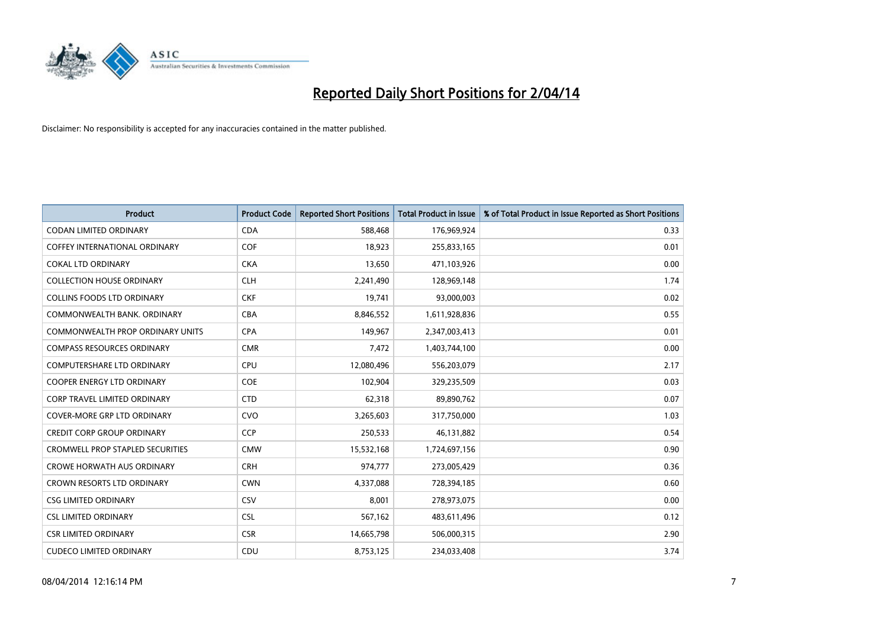# Reported Daily Short Positions for 2/04/14

Disclaimer: No responsibility is accepted for any inaccuracies contained in the matter published.

| Product | Product Code | Reported Short Positions | Total Product in Issue | % of Total Product in Issue Reported as Short Positions |
|---|---|---|---|---|
| CODAN LIMITED ORDINARY | CDA | 588,468 | 176,969,924 | 0.33 |
| COFFEY INTERNATIONAL ORDINARY | COF | 18,923 | 255,833,165 | 0.01 |
| COKAL LTD ORDINARY | CKA | 13,650 | 471,103,926 | 0.00 |
| COLLECTION HOUSE ORDINARY | CLH | 2,241,490 | 128,969,148 | 1.74 |
| COLLINS FOODS LTD ORDINARY | CKF | 19,741 | 93,000,003 | 0.02 |
| COMMONWEALTH BANK. ORDINARY | CBA | 8,846,552 | 1,611,928,836 | 0.55 |
| COMMONWEALTH PROP ORDINARY UNITS | CPA | 149,967 | 2,347,003,413 | 0.01 |
| COMPASS RESOURCES ORDINARY | CMR | 7,472 | 1,403,744,100 | 0.00 |
| COMPUTERSHARE LTD ORDINARY | CPU | 12,080,496 | 556,203,079 | 2.17 |
| COOPER ENERGY LTD ORDINARY | COE | 102,904 | 329,235,509 | 0.03 |
| CORP TRAVEL LIMITED ORDINARY | CTD | 62,318 | 89,890,762 | 0.07 |
| COVER-MORE GRP LTD ORDINARY | CVO | 3,265,603 | 317,750,000 | 1.03 |
| CREDIT CORP GROUP ORDINARY | CCP | 250,533 | 46,131,882 | 0.54 |
| CROMWELL PROP STAPLED SECURITIES | CMW | 15,532,168 | 1,724,697,156 | 0.90 |
| CROWE HORWATH AUS ORDINARY | CRH | 974,777 | 273,005,429 | 0.36 |
| CROWN RESORTS LTD ORDINARY | CWN | 4,337,088 | 728,394,185 | 0.60 |
| CSG LIMITED ORDINARY | CSV | 8,001 | 278,973,075 | 0.00 |
| CSL LIMITED ORDINARY | CSL | 567,162 | 483,611,496 | 0.12 |
| CSR LIMITED ORDINARY | CSR | 14,665,798 | 506,000,315 | 2.90 |
| CUDECO LIMITED ORDINARY | CDU | 8,753,125 | 234,033,408 | 3.74 |

08/04/2014 12:16:14 PM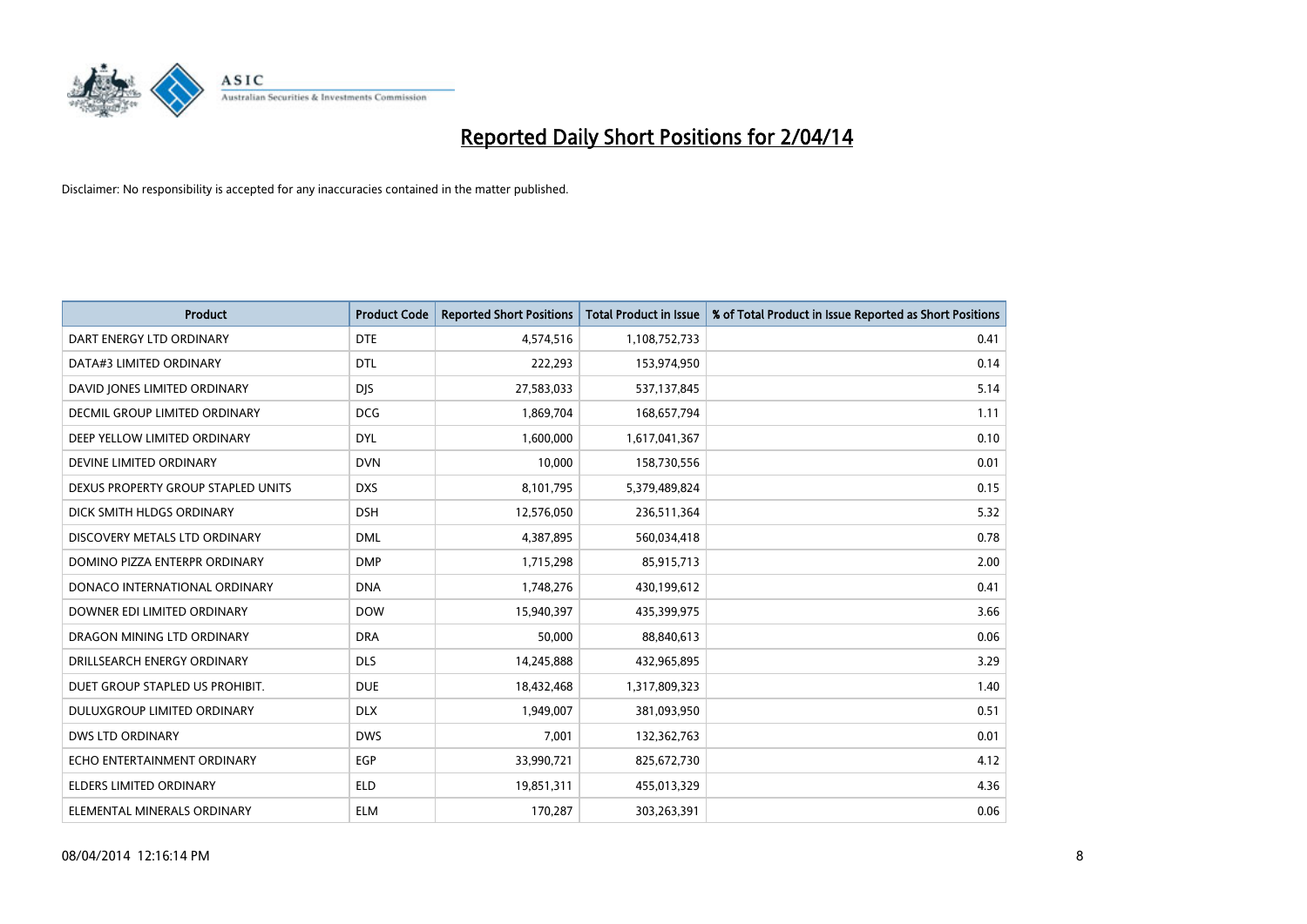# Reported Daily Short Positions for 2/04/14

Disclaimer: No responsibility is accepted for any inaccuracies contained in the matter published.

| Product | Product Code | Reported Short Positions | Total Product in Issue | % of Total Product in Issue Reported as Short Positions |
|---|---|---|---|---|
| DART ENERGY LTD ORDINARY | DTE | 4,574,516 | 1,108,752,733 | 0.41 |
| DATA#3 LIMITED ORDINARY | DTL | 222,293 | 153,974,950 | 0.14 |
| DAVID JONES LIMITED ORDINARY | DJS | 27,583,033 | 537,137,845 | 5.14 |
| DECMIL GROUP LIMITED ORDINARY | DCG | 1,869,704 | 168,657,794 | 1.11 |
| DEEP YELLOW LIMITED ORDINARY | DYL | 1,600,000 | 1,617,041,367 | 0.10 |
| DEVINE LIMITED ORDINARY | DVN | 10,000 | 158,730,556 | 0.01 |
| DEXUS PROPERTY GROUP STAPLED UNITS | DXS | 8,101,795 | 5,379,489,824 | 0.15 |
| DICK SMITH HLDGS ORDINARY | DSH | 12,576,050 | 236,511,364 | 5.32 |
| DISCOVERY METALS LTD ORDINARY | DML | 4,387,895 | 560,034,418 | 0.78 |
| DOMINO PIZZA ENTERPR ORDINARY | DMP | 1,715,298 | 85,915,713 | 2.00 |
| DONACO INTERNATIONAL ORDINARY | DNA | 1,748,276 | 430,199,612 | 0.41 |
| DOWNER EDI LIMITED ORDINARY | DOW | 15,940,397 | 435,399,975 | 3.66 |
| DRAGON MINING LTD ORDINARY | DRA | 50,000 | 88,840,613 | 0.06 |
| DRILLSEARCH ENERGY ORDINARY | DLS | 14,245,888 | 432,965,895 | 3.29 |
| DUET GROUP STAPLED US PROHIBIT. | DUE | 18,432,468 | 1,317,809,323 | 1.40 |
| DULUXGROUP LIMITED ORDINARY | DLX | 1,949,007 | 381,093,950 | 0.51 |
| DWS LTD ORDINARY | DWS | 7,001 | 132,362,763 | 0.01 |
| ECHO ENTERTAINMENT ORDINARY | EGP | 33,990,721 | 825,672,730 | 4.12 |
| ELDERS LIMITED ORDINARY | ELD | 19,851,311 | 455,013,329 | 4.36 |
| ELEMENTAL MINERALS ORDINARY | ELM | 170,287 | 303,263,391 | 0.06 |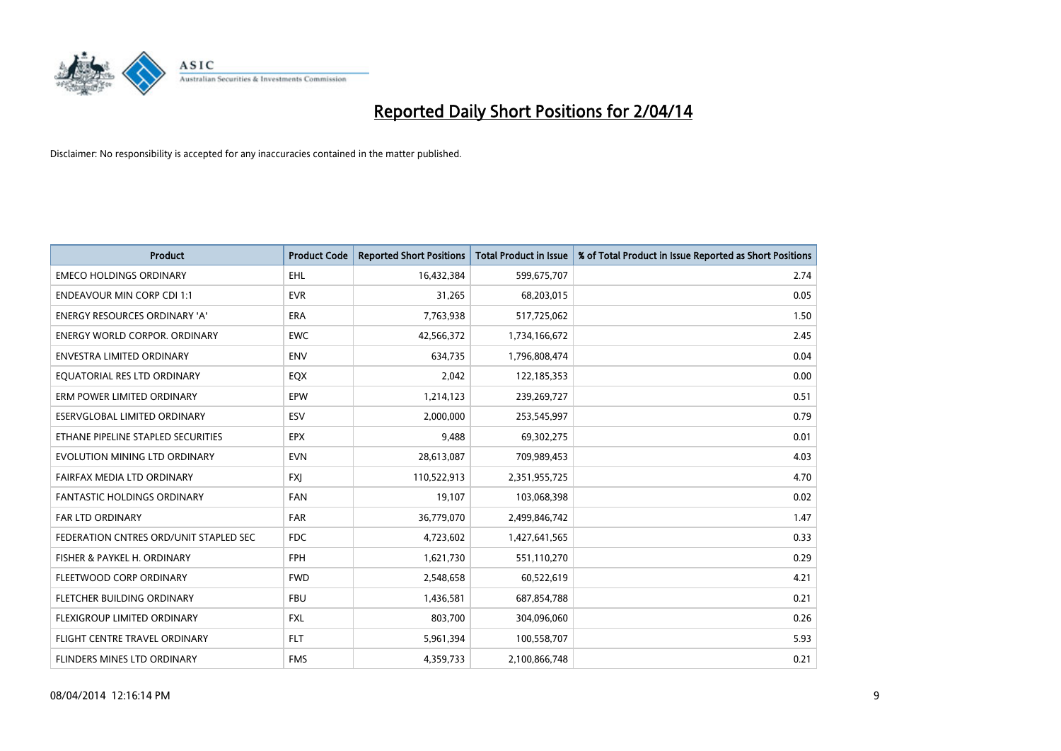# Reported Daily Short Positions for 2/04/14

Disclaimer: No responsibility is accepted for any inaccuracies contained in the matter published.

| Product | Product Code | Reported Short Positions | Total Product in Issue | % of Total Product in Issue Reported as Short Positions |
|---|---|---|---|---|
| EMECO HOLDINGS ORDINARY | EHL | 16,432,384 | 599,675,707 | 2.74 |
| ENDEAVOUR MIN CORP CDI 1:1 | EVR | 31,265 | 68,203,015 | 0.05 |
| ENERGY RESOURCES ORDINARY 'A' | ERA | 7,763,938 | 517,725,062 | 1.50 |
| ENERGY WORLD CORPOR. ORDINARY | EWC | 42,566,372 | 1,734,166,672 | 2.45 |
| ENVESTRA LIMITED ORDINARY | ENV | 634,735 | 1,796,808,474 | 0.04 |
| EQUATORIAL RES LTD ORDINARY | EQX | 2,042 | 122,185,353 | 0.00 |
| ERM POWER LIMITED ORDINARY | EPW | 1,214,123 | 239,269,727 | 0.51 |
| ESERVGLOBAL LIMITED ORDINARY | ESV | 2,000,000 | 253,545,997 | 0.79 |
| ETHANE PIPELINE STAPLED SECURITIES | EPX | 9,488 | 69,302,275 | 0.01 |
| EVOLUTION MINING LTD ORDINARY | EVN | 28,613,087 | 709,989,453 | 4.03 |
| FAIRFAX MEDIA LTD ORDINARY | FXJ | 110,522,913 | 2,351,955,725 | 4.70 |
| FANTASTIC HOLDINGS ORDINARY | FAN | 19,107 | 103,068,398 | 0.02 |
| FAR LTD ORDINARY | FAR | 36,779,070 | 2,499,846,742 | 1.47 |
| FEDERATION CNTRES ORD/UNIT STAPLED SEC | FDC | 4,723,602 | 1,427,641,565 | 0.33 |
| FISHER & PAYKEL H. ORDINARY | FPH | 1,621,730 | 551,110,270 | 0.29 |
| FLEETWOOD CORP ORDINARY | FWD | 2,548,658 | 60,522,619 | 4.21 |
| FLETCHER BUILDING ORDINARY | FBU | 1,436,581 | 687,854,788 | 0.21 |
| FLEXIGROUP LIMITED ORDINARY | FXL | 803,700 | 304,096,060 | 0.26 |
| FLIGHT CENTRE TRAVEL ORDINARY | FLT | 5,961,394 | 100,558,707 | 5.93 |
| FLINDERS MINES LTD ORDINARY | FMS | 4,359,733 | 2,100,866,748 | 0.21 |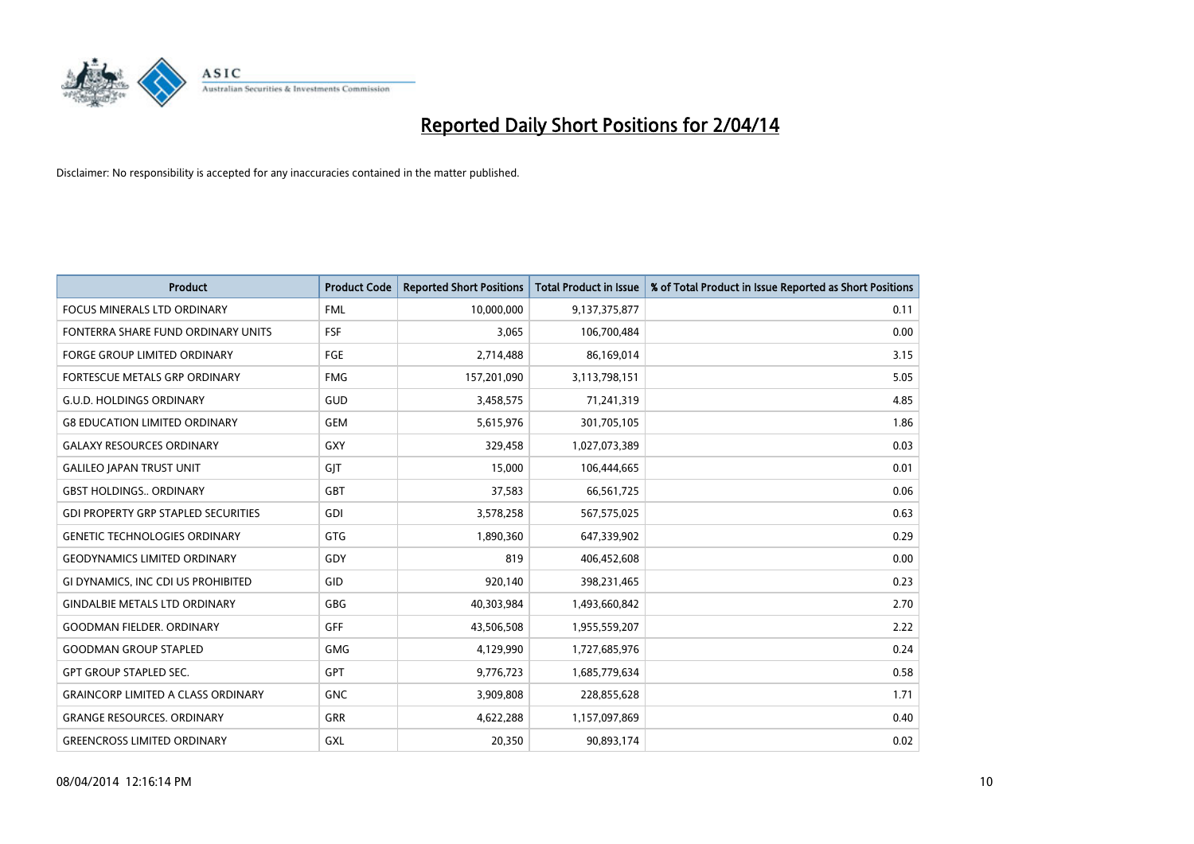# Reported Daily Short Positions for 2/04/14

Disclaimer: No responsibility is accepted for any inaccuracies contained in the matter published.

| Product | Product Code | Reported Short Positions | Total Product in Issue | % of Total Product in Issue Reported as Short Positions |
|---|---|---|---|---|
| FOCUS MINERALS LTD ORDINARY | FML | 10,000,000 | 9,137,375,877 | 0.11 |
| FONTERRA SHARE FUND ORDINARY UNITS | FSF | 3,065 | 106,700,484 | 0.00 |
| FORGE GROUP LIMITED ORDINARY | FGE | 2,714,488 | 86,169,014 | 3.15 |
| FORTESCUE METALS GRP ORDINARY | FMG | 157,201,090 | 3,113,798,151 | 5.05 |
| G.U.D. HOLDINGS ORDINARY | GUD | 3,458,575 | 71,241,319 | 4.85 |
| G8 EDUCATION LIMITED ORDINARY | GEM | 5,615,976 | 301,705,105 | 1.86 |
| GALAXY RESOURCES ORDINARY | GXY | 329,458 | 1,027,073,389 | 0.03 |
| GALILEO JAPAN TRUST UNIT | GJT | 15,000 | 106,444,665 | 0.01 |
| GBST HOLDINGS.. ORDINARY | GBT | 37,583 | 66,561,725 | 0.06 |
| GDI PROPERTY GRP STAPLED SECURITIES | GDI | 3,578,258 | 567,575,025 | 0.63 |
| GENETIC TECHNOLOGIES ORDINARY | GTG | 1,890,360 | 647,339,902 | 0.29 |
| GEODYNAMICS LIMITED ORDINARY | GDY | 819 | 406,452,608 | 0.00 |
| GI DYNAMICS, INC CDI US PROHIBITED | GID | 920,140 | 398,231,465 | 0.23 |
| GINDALBIE METALS LTD ORDINARY | GBG | 40,303,984 | 1,493,660,842 | 2.70 |
| GOODMAN FIELDER. ORDINARY | GFF | 43,506,508 | 1,955,559,207 | 2.22 |
| GOODMAN GROUP STAPLED | GMG | 4,129,990 | 1,727,685,976 | 0.24 |
| GPT GROUP STAPLED SEC. | GPT | 9,776,723 | 1,685,779,634 | 0.58 |
| GRAINCORP LIMITED A CLASS ORDINARY | GNC | 3,909,808 | 228,855,628 | 1.71 |
| GRANGE RESOURCES. ORDINARY | GRR | 4,622,288 | 1,157,097,869 | 0.40 |
| GREENCROSS LIMITED ORDINARY | GXL | 20,350 | 90,893,174 | 0.02 |

08/04/2014 12:16:14 PM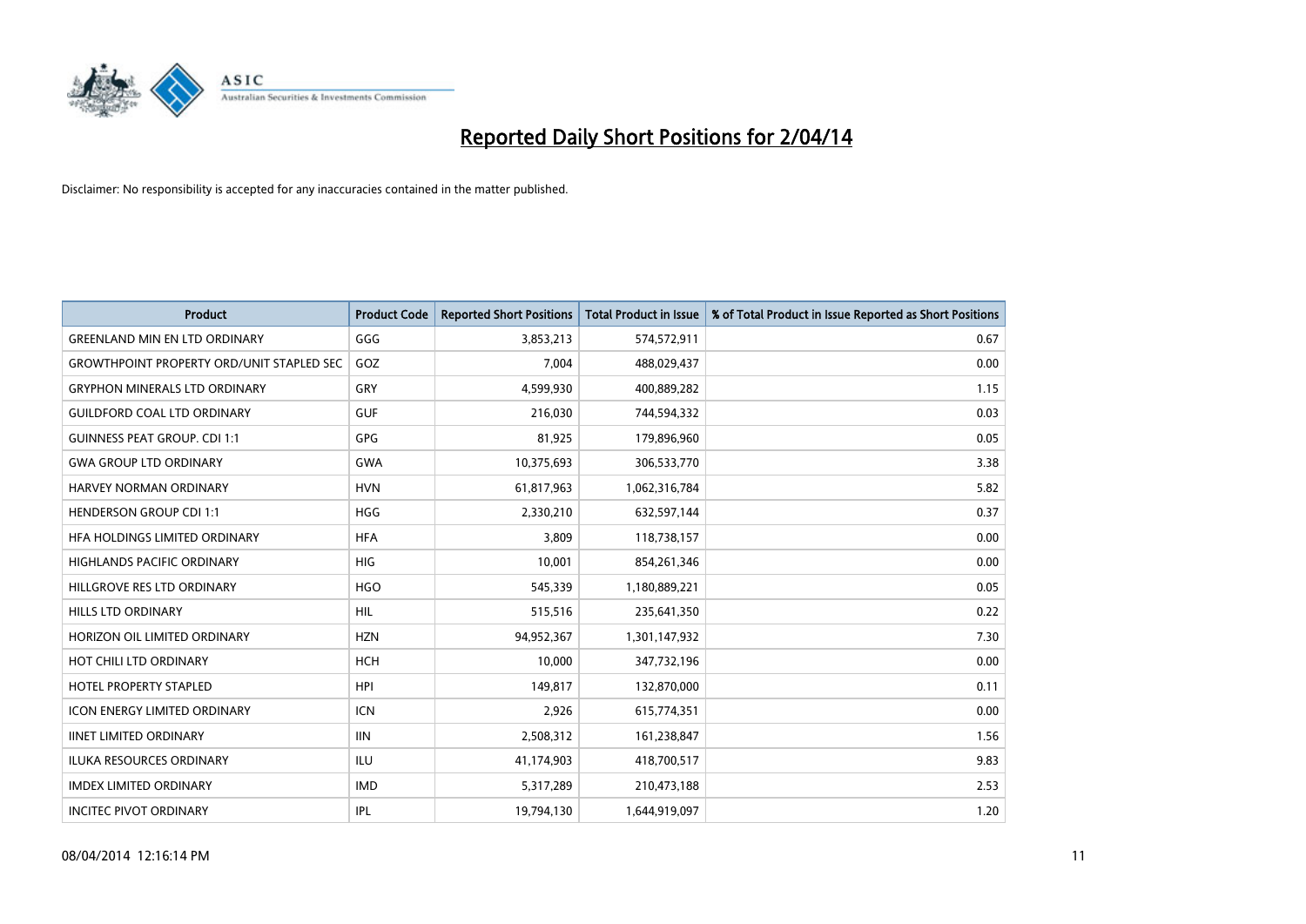# Reported Daily Short Positions for 2/04/14

Disclaimer: No responsibility is accepted for any inaccuracies contained in the matter published.

| Product | Product Code | Reported Short Positions | Total Product in Issue | % of Total Product in Issue Reported as Short Positions |
|---|---|---|---|---|
| GREENLAND MIN EN LTD ORDINARY | GGG | 3,853,213 | 574,572,911 | 0.67 |
| GROWTHPOINT PROPERTY ORD/UNIT STAPLED SEC | GOZ | 7,004 | 488,029,437 | 0.00 |
| GRYPHON MINERALS LTD ORDINARY | GRY | 4,599,930 | 400,889,282 | 1.15 |
| GUILDFORD COAL LTD ORDINARY | GUF | 216,030 | 744,594,332 | 0.03 |
| GUINNESS PEAT GROUP. CDI 1:1 | GPG | 81,925 | 179,896,960 | 0.05 |
| GWA GROUP LTD ORDINARY | GWA | 10,375,693 | 306,533,770 | 3.38 |
| HARVEY NORMAN ORDINARY | HVN | 61,817,963 | 1,062,316,784 | 5.82 |
| HENDERSON GROUP CDI 1:1 | HGG | 2,330,210 | 632,597,144 | 0.37 |
| HFA HOLDINGS LIMITED ORDINARY | HFA | 3,809 | 118,738,157 | 0.00 |
| HIGHLANDS PACIFIC ORDINARY | HIG | 10,001 | 854,261,346 | 0.00 |
| HILLGROVE RES LTD ORDINARY | HGO | 545,339 | 1,180,889,221 | 0.05 |
| HILLS LTD ORDINARY | HIL | 515,516 | 235,641,350 | 0.22 |
| HORIZON OIL LIMITED ORDINARY | HZN | 94,952,367 | 1,301,147,932 | 7.30 |
| HOT CHILI LTD ORDINARY | HCH | 10,000 | 347,732,196 | 0.00 |
| HOTEL PROPERTY STAPLED | HPI | 149,817 | 132,870,000 | 0.11 |
| ICON ENERGY LIMITED ORDINARY | ICN | 2,926 | 615,774,351 | 0.00 |
| IINET LIMITED ORDINARY | IIN | 2,508,312 | 161,238,847 | 1.56 |
| ILUKA RESOURCES ORDINARY | ILU | 41,174,903 | 418,700,517 | 9.83 |
| IMDEX LIMITED ORDINARY | IMD | 5,317,289 | 210,473,188 | 2.53 |
| INCITEC PIVOT ORDINARY | IPL | 19,794,130 | 1,644,919,097 | 1.20 |

08/04/2014 12:16:14 PM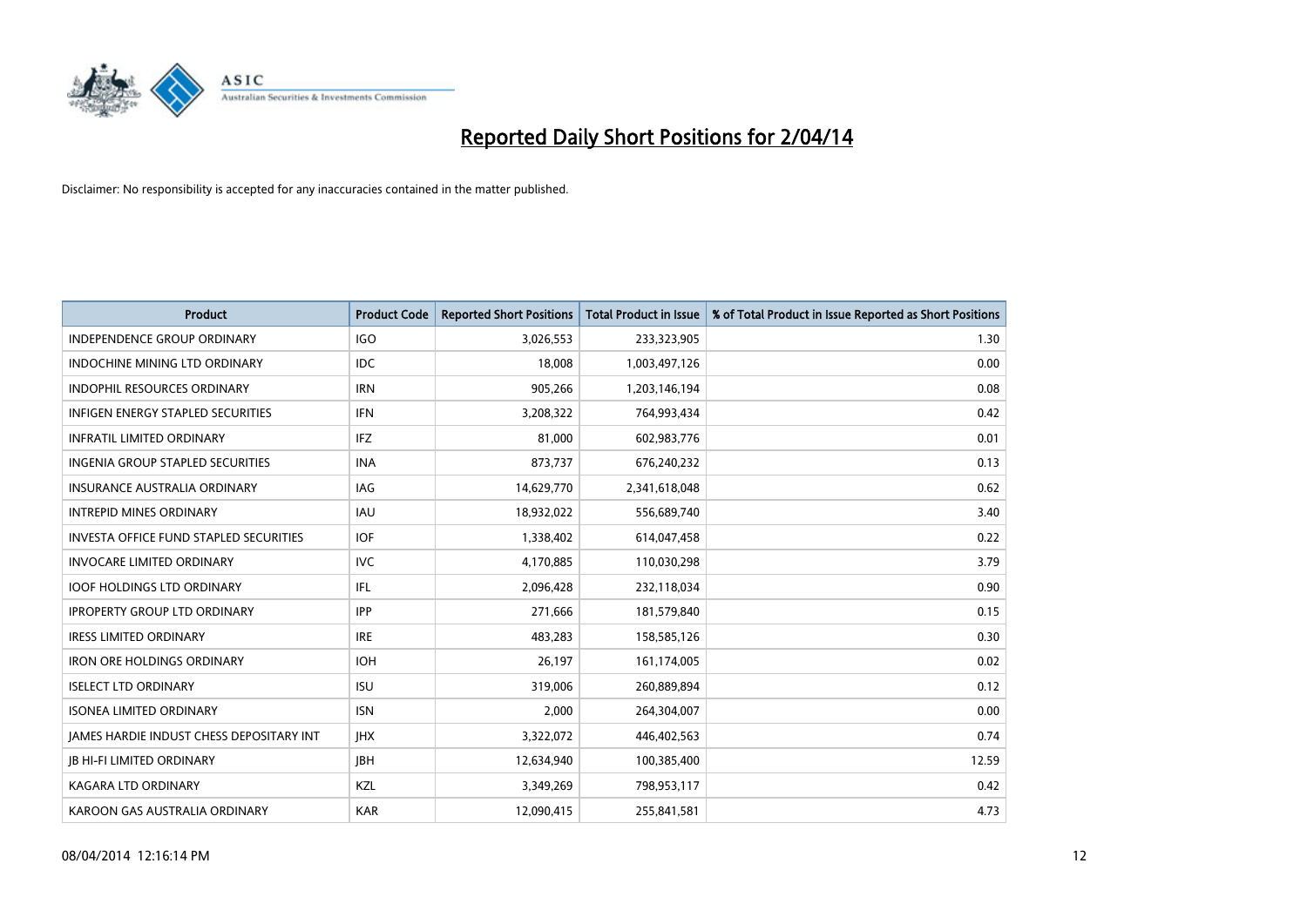# Reported Daily Short Positions for 2/04/14

Disclaimer: No responsibility is accepted for any inaccuracies contained in the matter published.

| Product | Product Code | Reported Short Positions | Total Product in Issue | % of Total Product in Issue Reported as Short Positions |
|---|---|---|---|---|
| INDEPENDENCE GROUP ORDINARY | IGO | 3,026,553 | 233,323,905 | 1.30 |
| INDOCHINE MINING LTD ORDINARY | IDC | 18,008 | 1,003,497,126 | 0.00 |
| INDOPHIL RESOURCES ORDINARY | IRN | 905,266 | 1,203,146,194 | 0.08 |
| INFIGEN ENERGY STAPLED SECURITIES | IFN | 3,208,322 | 764,993,434 | 0.42 |
| INFRATIL LIMITED ORDINARY | IFZ | 81,000 | 602,983,776 | 0.01 |
| INGENIA GROUP STAPLED SECURITIES | INA | 873,737 | 676,240,232 | 0.13 |
| INSURANCE AUSTRALIA ORDINARY | IAG | 14,629,770 | 2,341,618,048 | 0.62 |
| INTREPID MINES ORDINARY | IAU | 18,932,022 | 556,689,740 | 3.40 |
| INVESTA OFFICE FUND STAPLED SECURITIES | IOF | 1,338,402 | 614,047,458 | 0.22 |
| INVOCARE LIMITED ORDINARY | IVC | 4,170,885 | 110,030,298 | 3.79 |
| IOOF HOLDINGS LTD ORDINARY | IFL | 2,096,428 | 232,118,034 | 0.90 |
| IPROPERTY GROUP LTD ORDINARY | IPP | 271,666 | 181,579,840 | 0.15 |
| IRESS LIMITED ORDINARY | IRE | 483,283 | 158,585,126 | 0.30 |
| IRON ORE HOLDINGS ORDINARY | IOH | 26,197 | 161,174,005 | 0.02 |
| ISELECT LTD ORDINARY | ISU | 319,006 | 260,889,894 | 0.12 |
| ISONEA LIMITED ORDINARY | ISN | 2,000 | 264,304,007 | 0.00 |
| JAMES HARDIE INDUST CHESS DEPOSITARY INT | JHX | 3,322,072 | 446,402,563 | 0.74 |
| JB HI-FI LIMITED ORDINARY | JBH | 12,634,940 | 100,385,400 | 12.59 |
| KAGARA LTD ORDINARY | KZL | 3,349,269 | 798,953,117 | 0.42 |
| KAROON GAS AUSTRALIA ORDINARY | KAR | 12,090,415 | 255,841,581 | 4.73 |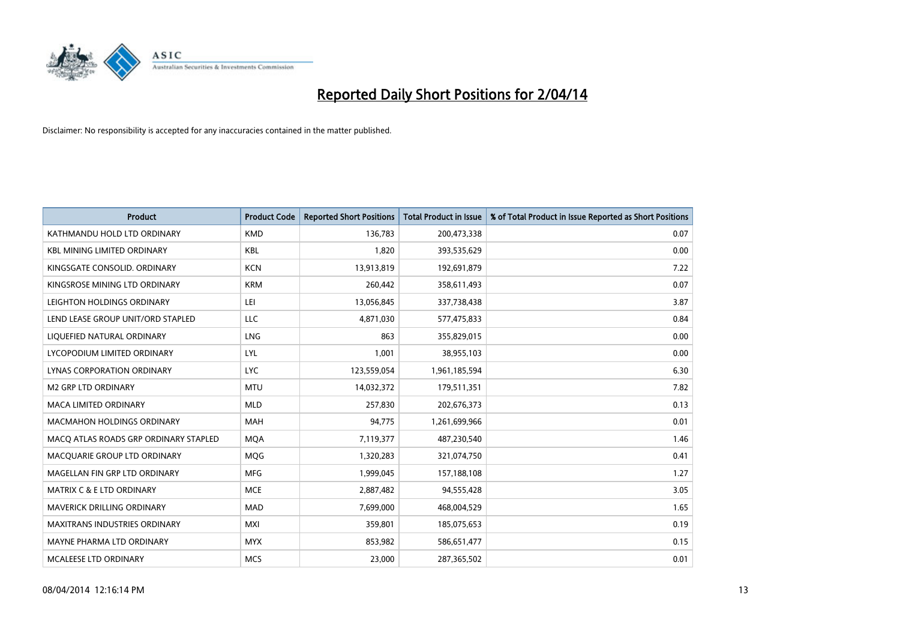# Reported Daily Short Positions for 2/04/14

Disclaimer: No responsibility is accepted for any inaccuracies contained in the matter published.

| Product | Product Code | Reported Short Positions | Total Product in Issue | % of Total Product in Issue Reported as Short Positions |
|---|---|---|---|---|
| KATHMANDU HOLD LTD ORDINARY | KMD | 136,783 | 200,473,338 | 0.07 |
| KBL MINING LIMITED ORDINARY | KBL | 1,820 | 393,535,629 | 0.00 |
| KINGSGATE CONSOLID. ORDINARY | KCN | 13,913,819 | 192,691,879 | 7.22 |
| KINGSROSE MINING LTD ORDINARY | KRM | 260,442 | 358,611,493 | 0.07 |
| LEIGHTON HOLDINGS ORDINARY | LEI | 13,056,845 | 337,738,438 | 3.87 |
| LEND LEASE GROUP UNIT/ORD STAPLED | LLC | 4,871,030 | 577,475,833 | 0.84 |
| LIQUEFIED NATURAL ORDINARY | LNG | 863 | 355,829,015 | 0.00 |
| LYCOPODIUM LIMITED ORDINARY | LYL | 1,001 | 38,955,103 | 0.00 |
| LYNAS CORPORATION ORDINARY | LYC | 123,559,054 | 1,961,185,594 | 6.30 |
| M2 GRP LTD ORDINARY | MTU | 14,032,372 | 179,511,351 | 7.82 |
| MACA LIMITED ORDINARY | MLD | 257,830 | 202,676,373 | 0.13 |
| MACMAHON HOLDINGS ORDINARY | MAH | 94,775 | 1,261,699,966 | 0.01 |
| MACQ ATLAS ROADS GRP ORDINARY STAPLED | MQA | 7,119,377 | 487,230,540 | 1.46 |
| MACQUARIE GROUP LTD ORDINARY | MQG | 1,320,283 | 321,074,750 | 0.41 |
| MAGELLAN FIN GRP LTD ORDINARY | MFG | 1,999,045 | 157,188,108 | 1.27 |
| MATRIX C & E LTD ORDINARY | MCE | 2,887,482 | 94,555,428 | 3.05 |
| MAVERICK DRILLING ORDINARY | MAD | 7,699,000 | 468,004,529 | 1.65 |
| MAXITRANS INDUSTRIES ORDINARY | MXI | 359,801 | 185,075,653 | 0.19 |
| MAYNE PHARMA LTD ORDINARY | MYX | 853,982 | 586,651,477 | 0.15 |
| MCALEESE LTD ORDINARY | MCS | 23,000 | 287,365,502 | 0.01 |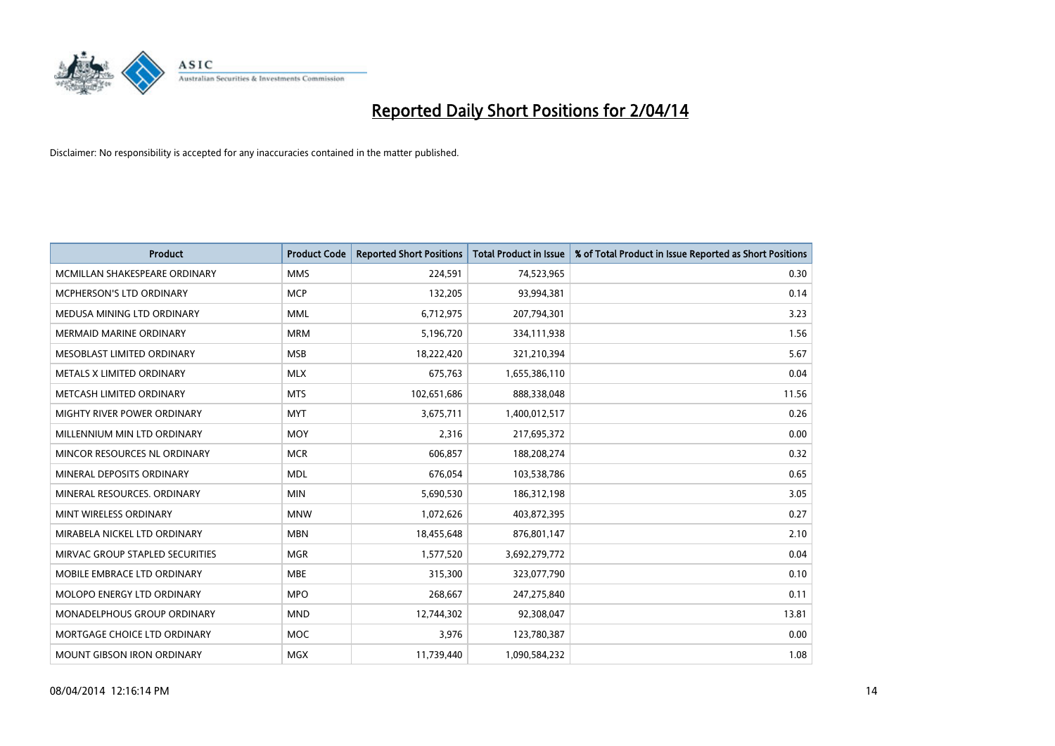# Reported Daily Short Positions for 2/04/14

Disclaimer: No responsibility is accepted for any inaccuracies contained in the matter published.

| Product | Product Code | Reported Short Positions | Total Product in Issue | % of Total Product in Issue Reported as Short Positions |
|---|---|---|---|---|
| MCMILLAN SHAKESPEARE ORDINARY | MMS | 224,591 | 74,523,965 | 0.30 |
| MCPHERSON'S LTD ORDINARY | MCP | 132,205 | 93,994,381 | 0.14 |
| MEDUSA MINING LTD ORDINARY | MML | 6,712,975 | 207,794,301 | 3.23 |
| MERMAID MARINE ORDINARY | MRM | 5,196,720 | 334,111,938 | 1.56 |
| MESOBLAST LIMITED ORDINARY | MSB | 18,222,420 | 321,210,394 | 5.67 |
| METALS X LIMITED ORDINARY | MLX | 675,763 | 1,655,386,110 | 0.04 |
| METCASH LIMITED ORDINARY | MTS | 102,651,686 | 888,338,048 | 11.56 |
| MIGHTY RIVER POWER ORDINARY | MYT | 3,675,711 | 1,400,012,517 | 0.26 |
| MILLENNIUM MIN LTD ORDINARY | MOY | 2,316 | 217,695,372 | 0.00 |
| MINCOR RESOURCES NL ORDINARY | MCR | 606,857 | 188,208,274 | 0.32 |
| MINERAL DEPOSITS ORDINARY | MDL | 676,054 | 103,538,786 | 0.65 |
| MINERAL RESOURCES. ORDINARY | MIN | 5,690,530 | 186,312,198 | 3.05 |
| MINT WIRELESS ORDINARY | MNW | 1,072,626 | 403,872,395 | 0.27 |
| MIRABELA NICKEL LTD ORDINARY | MBN | 18,455,648 | 876,801,147 | 2.10 |
| MIRVAC GROUP STAPLED SECURITIES | MGR | 1,577,520 | 3,692,279,772 | 0.04 |
| MOBILE EMBRACE LTD ORDINARY | MBE | 315,300 | 323,077,790 | 0.10 |
| MOLOPO ENERGY LTD ORDINARY | MPO | 268,667 | 247,275,840 | 0.11 |
| MONADELPHOUS GROUP ORDINARY | MND | 12,744,302 | 92,308,047 | 13.81 |
| MORTGAGE CHOICE LTD ORDINARY | MOC | 3,976 | 123,780,387 | 0.00 |
| MOUNT GIBSON IRON ORDINARY | MGX | 11,739,440 | 1,090,584,232 | 1.08 |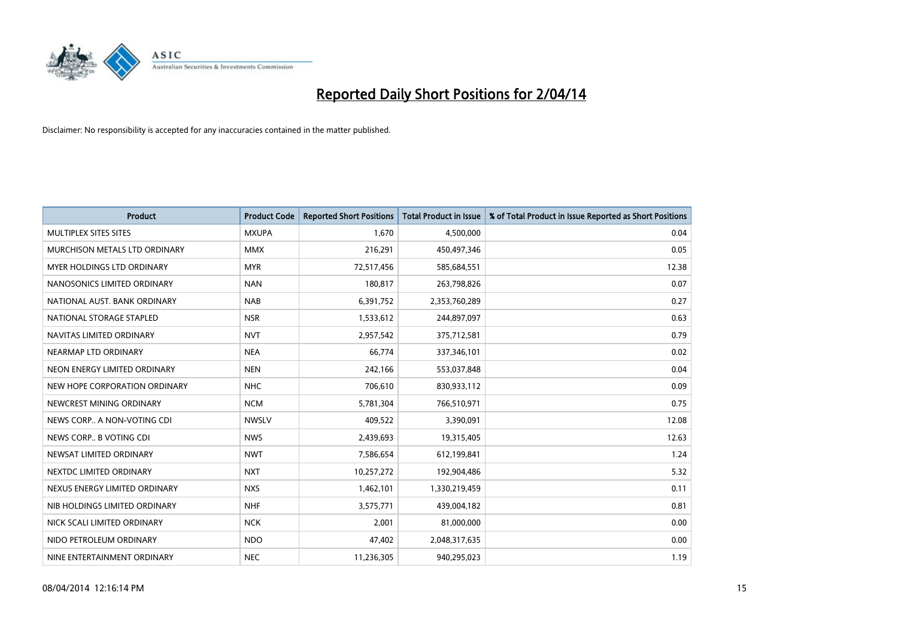# Reported Daily Short Positions for 2/04/14

Disclaimer: No responsibility is accepted for any inaccuracies contained in the matter published.

| Product | Product Code | Reported Short Positions | Total Product in Issue | % of Total Product in Issue Reported as Short Positions |
|---|---|---|---|---|
| MULTIPLEX SITES SITES | MXUPA | 1,670 | 4,500,000 | 0.04 |
| MURCHISON METALS LTD ORDINARY | MMX | 216,291 | 450,497,346 | 0.05 |
| MYER HOLDINGS LTD ORDINARY | MYR | 72,517,456 | 585,684,551 | 12.38 |
| NANOSONICS LIMITED ORDINARY | NAN | 180,817 | 263,798,826 | 0.07 |
| NATIONAL AUST. BANK ORDINARY | NAB | 6,391,752 | 2,353,760,289 | 0.27 |
| NATIONAL STORAGE STAPLED | NSR | 1,533,612 | 244,897,097 | 0.63 |
| NAVITAS LIMITED ORDINARY | NVT | 2,957,542 | 375,712,581 | 0.79 |
| NEARMAP LTD ORDINARY | NEA | 66,774 | 337,346,101 | 0.02 |
| NEON ENERGY LIMITED ORDINARY | NEN | 242,166 | 553,037,848 | 0.04 |
| NEW HOPE CORPORATION ORDINARY | NHC | 706,610 | 830,933,112 | 0.09 |
| NEWCREST MINING ORDINARY | NCM | 5,781,304 | 766,510,971 | 0.75 |
| NEWS CORP.. A NON-VOTING CDI | NWSLV | 409,522 | 3,390,091 | 12.08 |
| NEWS CORP.. B VOTING CDI | NWS | 2,439,693 | 19,315,405 | 12.63 |
| NEWSAT LIMITED ORDINARY | NWT | 7,586,654 | 612,199,841 | 1.24 |
| NEXTDC LIMITED ORDINARY | NXT | 10,257,272 | 192,904,486 | 5.32 |
| NEXUS ENERGY LIMITED ORDINARY | NXS | 1,462,101 | 1,330,219,459 | 0.11 |
| NIB HOLDINGS LIMITED ORDINARY | NHF | 3,575,771 | 439,004,182 | 0.81 |
| NICK SCALI LIMITED ORDINARY | NCK | 2,001 | 81,000,000 | 0.00 |
| NIDO PETROLEUM ORDINARY | NDO | 47,402 | 2,048,317,635 | 0.00 |
| NINE ENTERTAINMENT ORDINARY | NEC | 11,236,305 | 940,295,023 | 1.19 |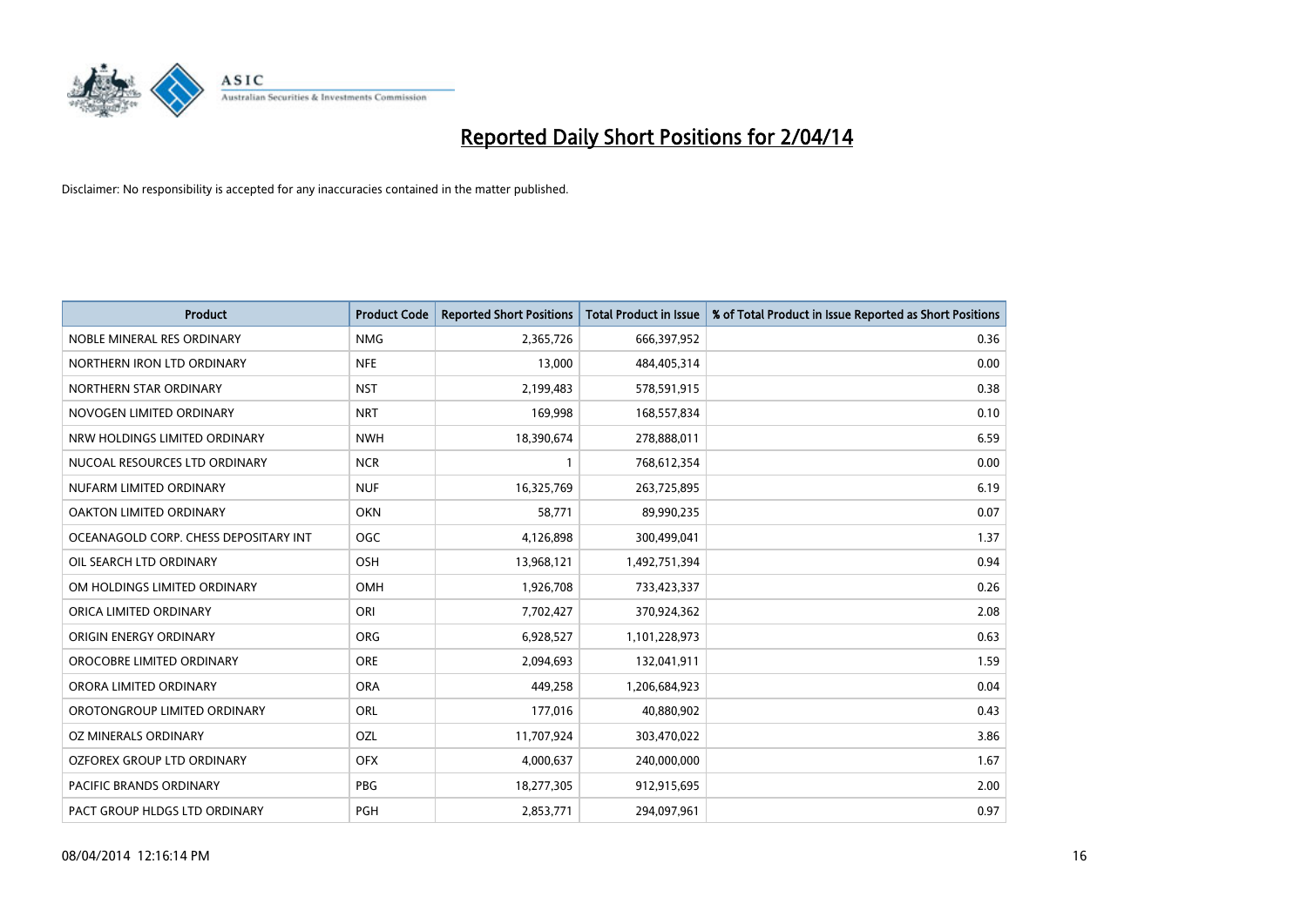# Reported Daily Short Positions for 2/04/14

Disclaimer: No responsibility is accepted for any inaccuracies contained in the matter published.

| Product | Product Code | Reported Short Positions | Total Product in Issue | % of Total Product in Issue Reported as Short Positions |
|---|---|---|---|---|
| NOBLE MINERAL RES ORDINARY | NMG | 2,365,726 | 666,397,952 | 0.36 |
| NORTHERN IRON LTD ORDINARY | NFE | 13,000 | 484,405,314 | 0.00 |
| NORTHERN STAR ORDINARY | NST | 2,199,483 | 578,591,915 | 0.38 |
| NOVOGEN LIMITED ORDINARY | NRT | 169,998 | 168,557,834 | 0.10 |
| NRW HOLDINGS LIMITED ORDINARY | NWH | 18,390,674 | 278,888,011 | 6.59 |
| NUCOAL RESOURCES LTD ORDINARY | NCR | 1 | 768,612,354 | 0.00 |
| NUFARM LIMITED ORDINARY | NUF | 16,325,769 | 263,725,895 | 6.19 |
| OAKTON LIMITED ORDINARY | OKN | 58,771 | 89,990,235 | 0.07 |
| OCEANAGOLD CORP. CHESS DEPOSITARY INT | OGC | 4,126,898 | 300,499,041 | 1.37 |
| OIL SEARCH LTD ORDINARY | OSH | 13,968,121 | 1,492,751,394 | 0.94 |
| OM HOLDINGS LIMITED ORDINARY | OMH | 1,926,708 | 733,423,337 | 0.26 |
| ORICA LIMITED ORDINARY | ORI | 7,702,427 | 370,924,362 | 2.08 |
| ORIGIN ENERGY ORDINARY | ORG | 6,928,527 | 1,101,228,973 | 0.63 |
| OROCOBRE LIMITED ORDINARY | ORE | 2,094,693 | 132,041,911 | 1.59 |
| ORORA LIMITED ORDINARY | ORA | 449,258 | 1,206,684,923 | 0.04 |
| OROTONGROUP LIMITED ORDINARY | ORL | 177,016 | 40,880,902 | 0.43 |
| OZ MINERALS ORDINARY | OZL | 11,707,924 | 303,470,022 | 3.86 |
| OZFOREX GROUP LTD ORDINARY | OFX | 4,000,637 | 240,000,000 | 1.67 |
| PACIFIC BRANDS ORDINARY | PBG | 18,277,305 | 912,915,695 | 2.00 |
| PACT GROUP HLDGS LTD ORDINARY | PGH | 2,853,771 | 294,097,961 | 0.97 |

08/04/2014 12:16:14 PM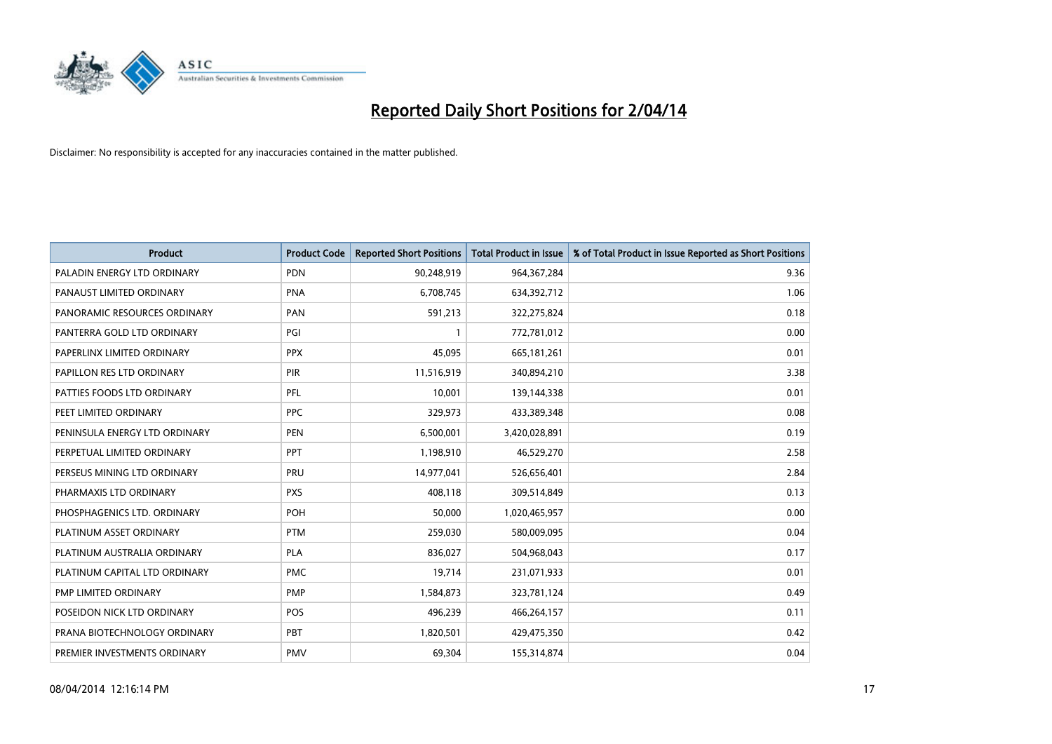# Reported Daily Short Positions for 2/04/14

Disclaimer: No responsibility is accepted for any inaccuracies contained in the matter published.

| Product | Product Code | Reported Short Positions | Total Product in Issue | % of Total Product in Issue Reported as Short Positions |
|---|---|---|---|---|
| PALADIN ENERGY LTD ORDINARY | PDN | 90,248,919 | 964,367,284 | 9.36 |
| PANAUST LIMITED ORDINARY | PNA | 6,708,745 | 634,392,712 | 1.06 |
| PANORAMIC RESOURCES ORDINARY | PAN | 591,213 | 322,275,824 | 0.18 |
| PANTERRA GOLD LTD ORDINARY | PGI | 1 | 772,781,012 | 0.00 |
| PAPERLINX LIMITED ORDINARY | PPX | 45,095 | 665,181,261 | 0.01 |
| PAPILLON RES LTD ORDINARY | PIR | 11,516,919 | 340,894,210 | 3.38 |
| PATTIES FOODS LTD ORDINARY | PFL | 10,001 | 139,144,338 | 0.01 |
| PEET LIMITED ORDINARY | PPC | 329,973 | 433,389,348 | 0.08 |
| PENINSULA ENERGY LTD ORDINARY | PEN | 6,500,001 | 3,420,028,891 | 0.19 |
| PERPETUAL LIMITED ORDINARY | PPT | 1,198,910 | 46,529,270 | 2.58 |
| PERSEUS MINING LTD ORDINARY | PRU | 14,977,041 | 526,656,401 | 2.84 |
| PHARMAXIS LTD ORDINARY | PXS | 408,118 | 309,514,849 | 0.13 |
| PHOSPHAGENICS LTD. ORDINARY | POH | 50,000 | 1,020,465,957 | 0.00 |
| PLATINUM ASSET ORDINARY | PTM | 259,030 | 580,009,095 | 0.04 |
| PLATINUM AUSTRALIA ORDINARY | PLA | 836,027 | 504,968,043 | 0.17 |
| PLATINUM CAPITAL LTD ORDINARY | PMC | 19,714 | 231,071,933 | 0.01 |
| PMP LIMITED ORDINARY | PMP | 1,584,873 | 323,781,124 | 0.49 |
| POSEIDON NICK LTD ORDINARY | POS | 496,239 | 466,264,157 | 0.11 |
| PRANA BIOTECHNOLOGY ORDINARY | PBT | 1,820,501 | 429,475,350 | 0.42 |
| PREMIER INVESTMENTS ORDINARY | PMV | 69,304 | 155,314,874 | 0.04 |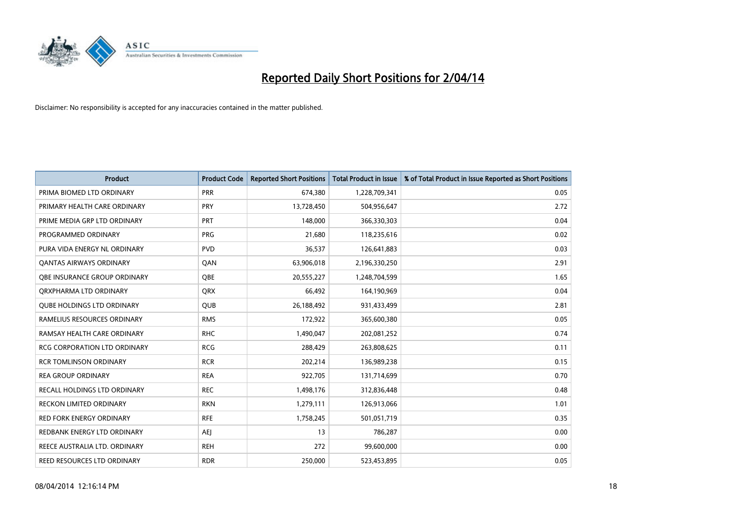# Reported Daily Short Positions for 2/04/14

Disclaimer: No responsibility is accepted for any inaccuracies contained in the matter published.

| Product | Product Code | Reported Short Positions | Total Product in Issue | % of Total Product in Issue Reported as Short Positions |
|---|---|---|---|---|
| PRIMA BIOMED LTD ORDINARY | PRR | 674,380 | 1,228,709,341 | 0.05 |
| PRIMARY HEALTH CARE ORDINARY | PRY | 13,728,450 | 504,956,647 | 2.72 |
| PRIME MEDIA GRP LTD ORDINARY | PRT | 148,000 | 366,330,303 | 0.04 |
| PROGRAMMED ORDINARY | PRG | 21,680 | 118,235,616 | 0.02 |
| PURA VIDA ENERGY NL ORDINARY | PVD | 36,537 | 126,641,883 | 0.03 |
| QANTAS AIRWAYS ORDINARY | QAN | 63,906,018 | 2,196,330,250 | 2.91 |
| QBE INSURANCE GROUP ORDINARY | QBE | 20,555,227 | 1,248,704,599 | 1.65 |
| QRXPHARMA LTD ORDINARY | QRX | 66,492 | 164,190,969 | 0.04 |
| QUBE HOLDINGS LTD ORDINARY | QUB | 26,188,492 | 931,433,499 | 2.81 |
| RAMELIUS RESOURCES ORDINARY | RMS | 172,922 | 365,600,380 | 0.05 |
| RAMSAY HEALTH CARE ORDINARY | RHC | 1,490,047 | 202,081,252 | 0.74 |
| RCG CORPORATION LTD ORDINARY | RCG | 288,429 | 263,808,625 | 0.11 |
| RCR TOMLINSON ORDINARY | RCR | 202,214 | 136,989,238 | 0.15 |
| REA GROUP ORDINARY | REA | 922,705 | 131,714,699 | 0.70 |
| RECALL HOLDINGS LTD ORDINARY | REC | 1,498,176 | 312,836,448 | 0.48 |
| RECKON LIMITED ORDINARY | RKN | 1,279,111 | 126,913,066 | 1.01 |
| RED FORK ENERGY ORDINARY | RFE | 1,758,245 | 501,051,719 | 0.35 |
| REDBANK ENERGY LTD ORDINARY | AEJ | 13 | 786,287 | 0.00 |
| REECE AUSTRALIA LTD. ORDINARY | REH | 272 | 99,600,000 | 0.00 |
| REED RESOURCES LTD ORDINARY | RDR | 250,000 | 523,453,895 | 0.05 |

08/04/2014 12:16:14 PM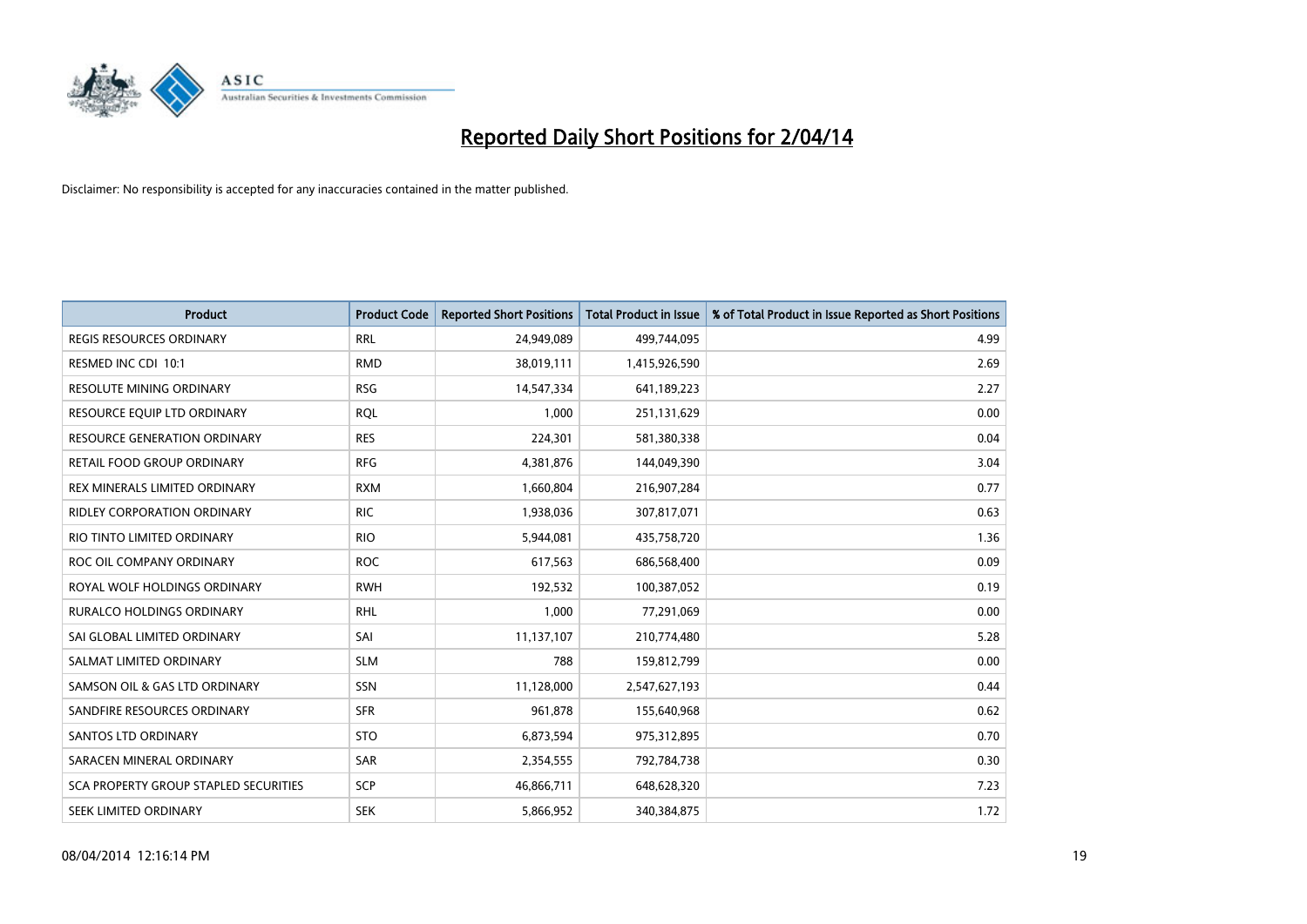# Reported Daily Short Positions for 2/04/14

Disclaimer: No responsibility is accepted for any inaccuracies contained in the matter published.

| Product | Product Code | Reported Short Positions | Total Product in Issue | % of Total Product in Issue Reported as Short Positions |
|---|---|---|---|---|
| REGIS RESOURCES ORDINARY | RRL | 24,949,089 | 499,744,095 | 4.99 |
| RESMED INC CDI 10:1 | RMD | 38,019,111 | 1,415,926,590 | 2.69 |
| RESOLUTE MINING ORDINARY | RSG | 14,547,334 | 641,189,223 | 2.27 |
| RESOURCE EQUIP LTD ORDINARY | RQL | 1,000 | 251,131,629 | 0.00 |
| RESOURCE GENERATION ORDINARY | RES | 224,301 | 581,380,338 | 0.04 |
| RETAIL FOOD GROUP ORDINARY | RFG | 4,381,876 | 144,049,390 | 3.04 |
| REX MINERALS LIMITED ORDINARY | RXM | 1,660,804 | 216,907,284 | 0.77 |
| RIDLEY CORPORATION ORDINARY | RIC | 1,938,036 | 307,817,071 | 0.63 |
| RIO TINTO LIMITED ORDINARY | RIO | 5,944,081 | 435,758,720 | 1.36 |
| ROC OIL COMPANY ORDINARY | ROC | 617,563 | 686,568,400 | 0.09 |
| ROYAL WOLF HOLDINGS ORDINARY | RWH | 192,532 | 100,387,052 | 0.19 |
| RURALCO HOLDINGS ORDINARY | RHL | 1,000 | 77,291,069 | 0.00 |
| SAI GLOBAL LIMITED ORDINARY | SAI | 11,137,107 | 210,774,480 | 5.28 |
| SALMAT LIMITED ORDINARY | SLM | 788 | 159,812,799 | 0.00 |
| SAMSON OIL & GAS LTD ORDINARY | SSN | 11,128,000 | 2,547,627,193 | 0.44 |
| SANDFIRE RESOURCES ORDINARY | SFR | 961,878 | 155,640,968 | 0.62 |
| SANTOS LTD ORDINARY | STO | 6,873,594 | 975,312,895 | 0.70 |
| SARACEN MINERAL ORDINARY | SAR | 2,354,555 | 792,784,738 | 0.30 |
| SCA PROPERTY GROUP STAPLED SECURITIES | SCP | 46,866,711 | 648,628,320 | 7.23 |
| SEEK LIMITED ORDINARY | SEK | 5,866,952 | 340,384,875 | 1.72 |

08/04/2014 12:16:14 PM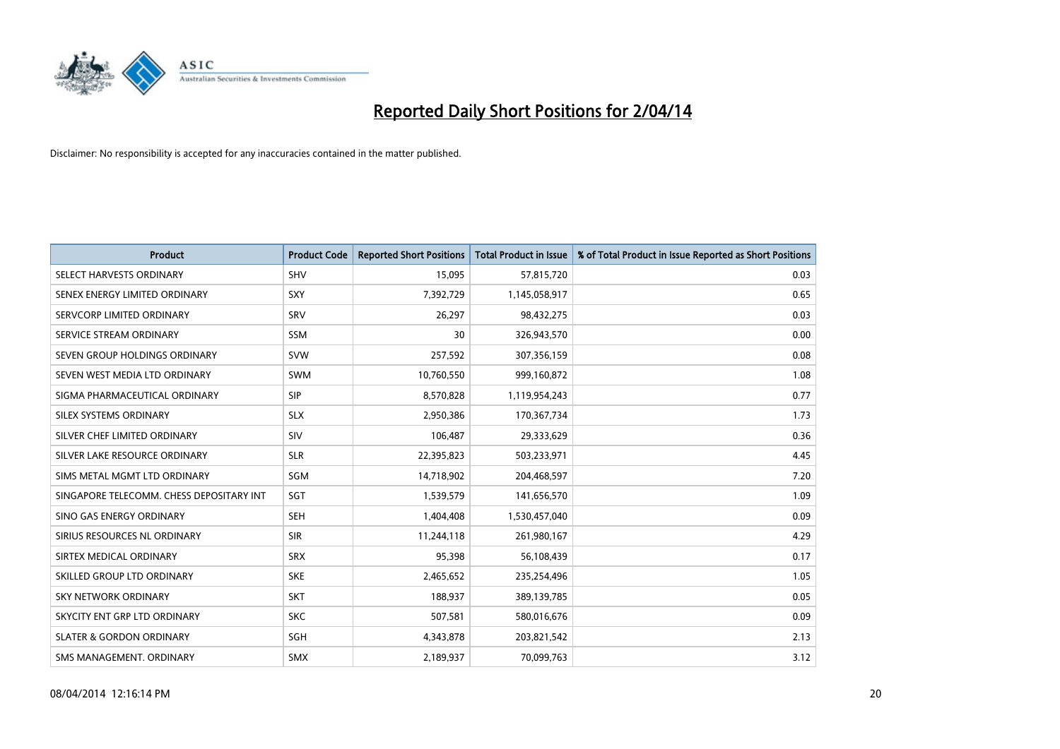# Reported Daily Short Positions for 2/04/14

Disclaimer: No responsibility is accepted for any inaccuracies contained in the matter published.

| Product | Product Code | Reported Short Positions | Total Product in Issue | % of Total Product in Issue Reported as Short Positions |
|---|---|---|---|---|
| SELECT HARVESTS ORDINARY | SHV | 15,095 | 57,815,720 | 0.03 |
| SENEX ENERGY LIMITED ORDINARY | SXY | 7,392,729 | 1,145,058,917 | 0.65 |
| SERVCORP LIMITED ORDINARY | SRV | 26,297 | 98,432,275 | 0.03 |
| SERVICE STREAM ORDINARY | SSM | 30 | 326,943,570 | 0.00 |
| SEVEN GROUP HOLDINGS ORDINARY | SVW | 257,592 | 307,356,159 | 0.08 |
| SEVEN WEST MEDIA LTD ORDINARY | SWM | 10,760,550 | 999,160,872 | 1.08 |
| SIGMA PHARMACEUTICAL ORDINARY | SIP | 8,570,828 | 1,119,954,243 | 0.77 |
| SILEX SYSTEMS ORDINARY | SLX | 2,950,386 | 170,367,734 | 1.73 |
| SILVER CHEF LIMITED ORDINARY | SIV | 106,487 | 29,333,629 | 0.36 |
| SILVER LAKE RESOURCE ORDINARY | SLR | 22,395,823 | 503,233,971 | 4.45 |
| SIMS METAL MGMT LTD ORDINARY | SGM | 14,718,902 | 204,468,597 | 7.20 |
| SINGAPORE TELECOMM. CHESS DEPOSITARY INT | SGT | 1,539,579 | 141,656,570 | 1.09 |
| SINO GAS ENERGY ORDINARY | SEH | 1,404,408 | 1,530,457,040 | 0.09 |
| SIRIUS RESOURCES NL ORDINARY | SIR | 11,244,118 | 261,980,167 | 4.29 |
| SIRTEX MEDICAL ORDINARY | SRX | 95,398 | 56,108,439 | 0.17 |
| SKILLED GROUP LTD ORDINARY | SKE | 2,465,652 | 235,254,496 | 1.05 |
| SKY NETWORK ORDINARY | SKT | 188,937 | 389,139,785 | 0.05 |
| SKYCITY ENT GRP LTD ORDINARY | SKC | 507,581 | 580,016,676 | 0.09 |
| SLATER & GORDON ORDINARY | SGH | 4,343,878 | 203,821,542 | 2.13 |
| SMS MANAGEMENT. ORDINARY | SMX | 2,189,937 | 70,099,763 | 3.12 |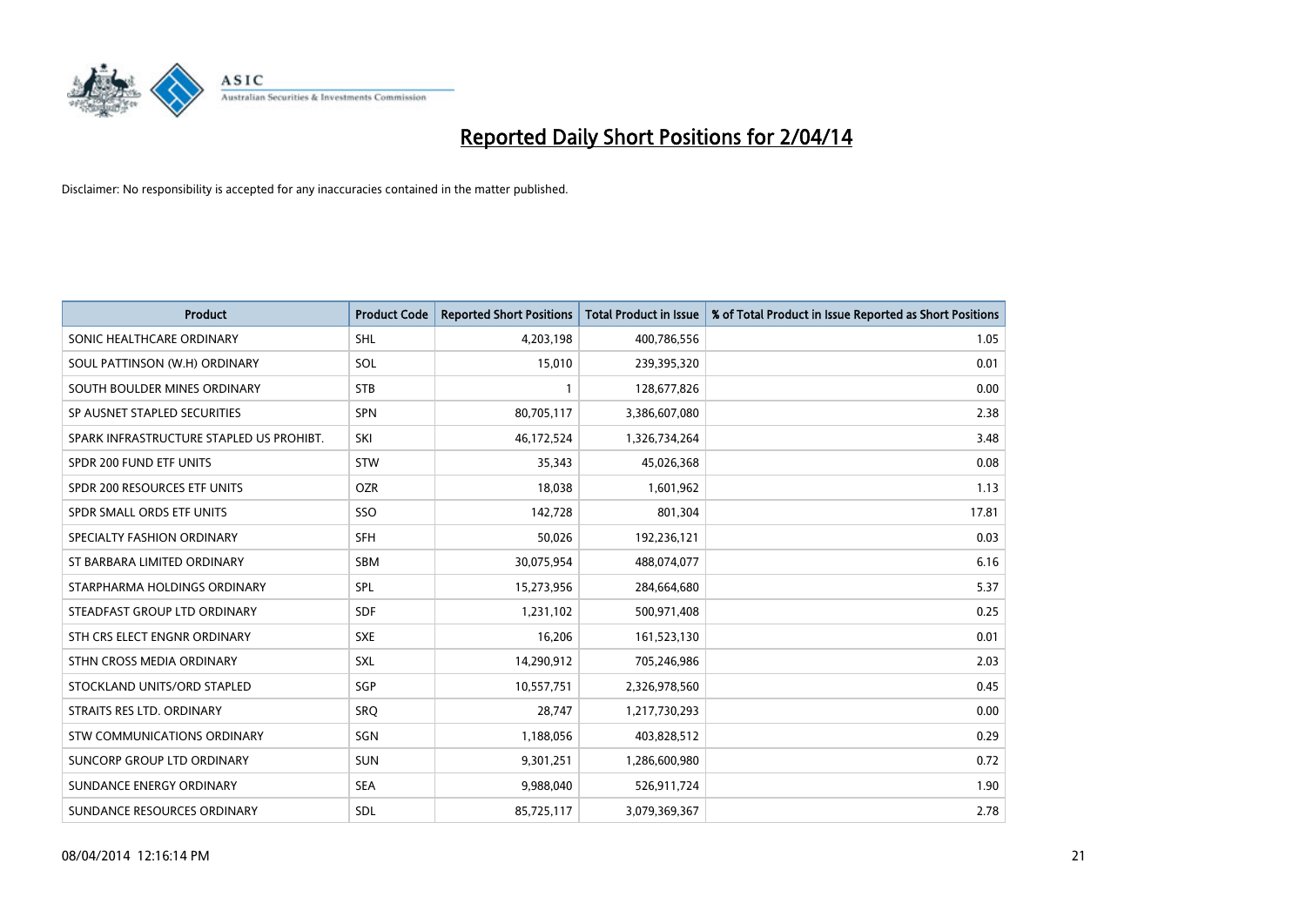# Reported Daily Short Positions for 2/04/14

Disclaimer: No responsibility is accepted for any inaccuracies contained in the matter published.

| Product | Product Code | Reported Short Positions | Total Product in Issue | % of Total Product in Issue Reported as Short Positions |
|---|---|---|---|---|
| SONIC HEALTHCARE ORDINARY | SHL | 4,203,198 | 400,786,556 | 1.05 |
| SOUL PATTINSON (W.H) ORDINARY | SOL | 15,010 | 239,395,320 | 0.01 |
| SOUTH BOULDER MINES ORDINARY | STB | 1 | 128,677,826 | 0.00 |
| SP AUSNET STAPLED SECURITIES | SPN | 80,705,117 | 3,386,607,080 | 2.38 |
| SPARK INFRASTRUCTURE STAPLED US PROHIBT. | SKI | 46,172,524 | 1,326,734,264 | 3.48 |
| SPDR 200 FUND ETF UNITS | STW | 35,343 | 45,026,368 | 0.08 |
| SPDR 200 RESOURCES ETF UNITS | OZR | 18,038 | 1,601,962 | 1.13 |
| SPDR SMALL ORDS ETF UNITS | SSO | 142,728 | 801,304 | 17.81 |
| SPECIALTY FASHION ORDINARY | SFH | 50,026 | 192,236,121 | 0.03 |
| ST BARBARA LIMITED ORDINARY | SBM | 30,075,954 | 488,074,077 | 6.16 |
| STARPHARMA HOLDINGS ORDINARY | SPL | 15,273,956 | 284,664,680 | 5.37 |
| STEADFAST GROUP LTD ORDINARY | SDF | 1,231,102 | 500,971,408 | 0.25 |
| STH CRS ELECT ENGNR ORDINARY | SXE | 16,206 | 161,523,130 | 0.01 |
| STHN CROSS MEDIA ORDINARY | SXL | 14,290,912 | 705,246,986 | 2.03 |
| STOCKLAND UNITS/ORD STAPLED | SGP | 10,557,751 | 2,326,978,560 | 0.45 |
| STRAITS RES LTD. ORDINARY | SRQ | 28,747 | 1,217,730,293 | 0.00 |
| STW COMMUNICATIONS ORDINARY | SGN | 1,188,056 | 403,828,512 | 0.29 |
| SUNCORP GROUP LTD ORDINARY | SUN | 9,301,251 | 1,286,600,980 | 0.72 |
| SUNDANCE ENERGY ORDINARY | SEA | 9,988,040 | 526,911,724 | 1.90 |
| SUNDANCE RESOURCES ORDINARY | SDL | 85,725,117 | 3,079,369,367 | 2.78 |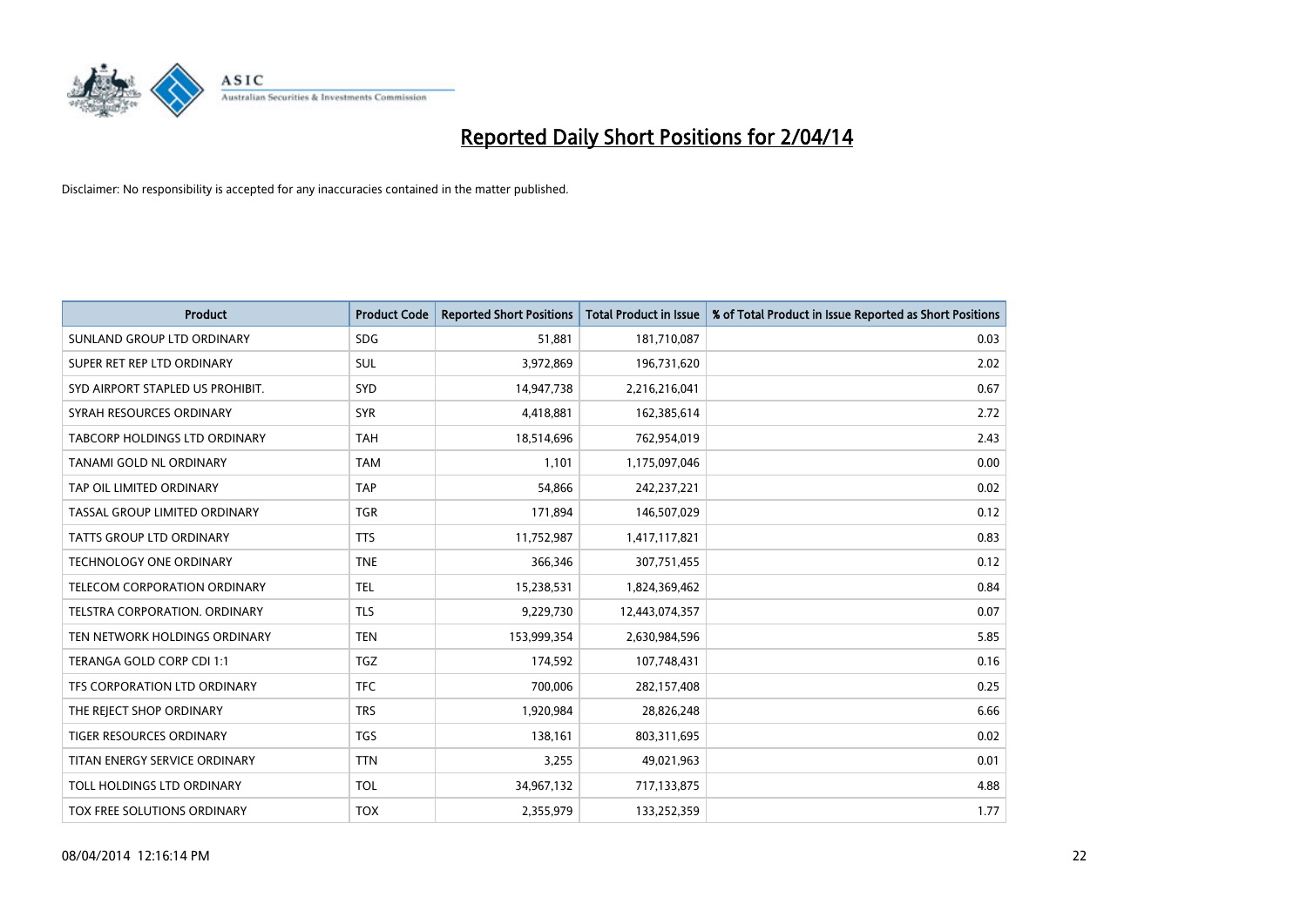# Reported Daily Short Positions for 2/04/14

Disclaimer: No responsibility is accepted for any inaccuracies contained in the matter published.

| Product | Product Code | Reported Short Positions | Total Product in Issue | % of Total Product in Issue Reported as Short Positions |
|---|---|---|---|---|
| SUNLAND GROUP LTD ORDINARY | SDG | 51,881 | 181,710,087 | 0.03 |
| SUPER RET REP LTD ORDINARY | SUL | 3,972,869 | 196,731,620 | 2.02 |
| SYD AIRPORT STAPLED US PROHIBIT. | SYD | 14,947,738 | 2,216,216,041 | 0.67 |
| SYRAH RESOURCES ORDINARY | SYR | 4,418,881 | 162,385,614 | 2.72 |
| TABCORP HOLDINGS LTD ORDINARY | TAH | 18,514,696 | 762,954,019 | 2.43 |
| TANAMI GOLD NL ORDINARY | TAM | 1,101 | 1,175,097,046 | 0.00 |
| TAP OIL LIMITED ORDINARY | TAP | 54,866 | 242,237,221 | 0.02 |
| TASSAL GROUP LIMITED ORDINARY | TGR | 171,894 | 146,507,029 | 0.12 |
| TATTS GROUP LTD ORDINARY | TTS | 11,752,987 | 1,417,117,821 | 0.83 |
| TECHNOLOGY ONE ORDINARY | TNE | 366,346 | 307,751,455 | 0.12 |
| TELECOM CORPORATION ORDINARY | TEL | 15,238,531 | 1,824,369,462 | 0.84 |
| TELSTRA CORPORATION. ORDINARY | TLS | 9,229,730 | 12,443,074,357 | 0.07 |
| TEN NETWORK HOLDINGS ORDINARY | TEN | 153,999,354 | 2,630,984,596 | 5.85 |
| TERANGA GOLD CORP CDI 1:1 | TGZ | 174,592 | 107,748,431 | 0.16 |
| TFS CORPORATION LTD ORDINARY | TFC | 700,006 | 282,157,408 | 0.25 |
| THE REJECT SHOP ORDINARY | TRS | 1,920,984 | 28,826,248 | 6.66 |
| TIGER RESOURCES ORDINARY | TGS | 138,161 | 803,311,695 | 0.02 |
| TITAN ENERGY SERVICE ORDINARY | TTN | 3,255 | 49,021,963 | 0.01 |
| TOLL HOLDINGS LTD ORDINARY | TOL | 34,967,132 | 717,133,875 | 4.88 |
| TOX FREE SOLUTIONS ORDINARY | TOX | 2,355,979 | 133,252,359 | 1.77 |

08/04/2014 12:16:14 PM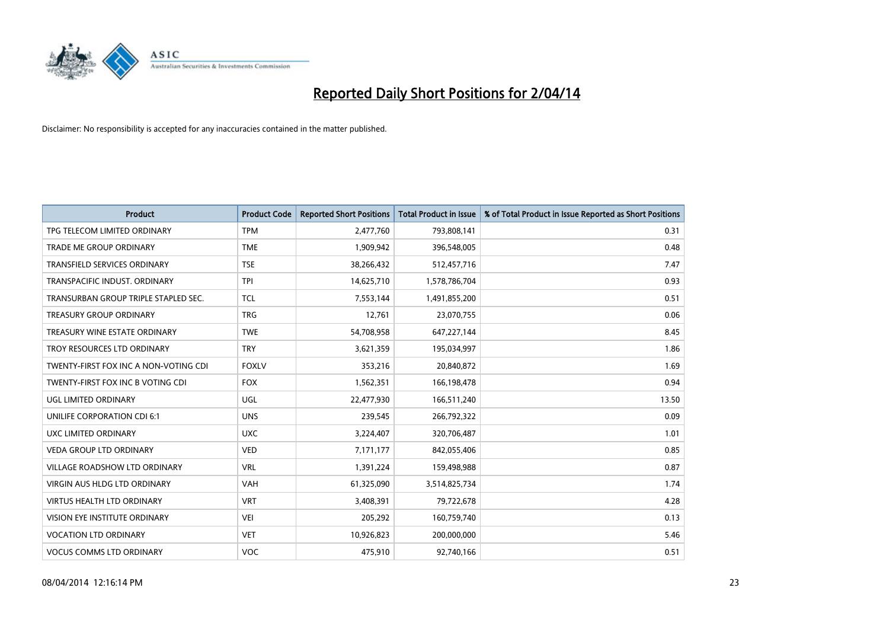# Reported Daily Short Positions for 2/04/14

Disclaimer: No responsibility is accepted for any inaccuracies contained in the matter published.

| Product | Product Code | Reported Short Positions | Total Product in Issue | % of Total Product in Issue Reported as Short Positions |
|---|---|---|---|---|
| TPG TELECOM LIMITED ORDINARY | TPM | 2,477,760 | 793,808,141 | 0.31 |
| TRADE ME GROUP ORDINARY | TME | 1,909,942 | 396,548,005 | 0.48 |
| TRANSFIELD SERVICES ORDINARY | TSE | 38,266,432 | 512,457,716 | 7.47 |
| TRANSPACIFIC INDUST. ORDINARY | TPI | 14,625,710 | 1,578,786,704 | 0.93 |
| TRANSURBAN GROUP TRIPLE STAPLED SEC. | TCL | 7,553,144 | 1,491,855,200 | 0.51 |
| TREASURY GROUP ORDINARY | TRG | 12,761 | 23,070,755 | 0.06 |
| TREASURY WINE ESTATE ORDINARY | TWE | 54,708,958 | 647,227,144 | 8.45 |
| TROY RESOURCES LTD ORDINARY | TRY | 3,621,359 | 195,034,997 | 1.86 |
| TWENTY-FIRST FOX INC A NON-VOTING CDI | FOXLV | 353,216 | 20,840,872 | 1.69 |
| TWENTY-FIRST FOX INC B VOTING CDI | FOX | 1,562,351 | 166,198,478 | 0.94 |
| UGL LIMITED ORDINARY | UGL | 22,477,930 | 166,511,240 | 13.50 |
| UNILIFE CORPORATION CDI 6:1 | UNS | 239,545 | 266,792,322 | 0.09 |
| UXC LIMITED ORDINARY | UXC | 3,224,407 | 320,706,487 | 1.01 |
| VEDA GROUP LTD ORDINARY | VED | 7,171,177 | 842,055,406 | 0.85 |
| VILLAGE ROADSHOW LTD ORDINARY | VRL | 1,391,224 | 159,498,988 | 0.87 |
| VIRGIN AUS HLDG LTD ORDINARY | VAH | 61,325,090 | 3,514,825,734 | 1.74 |
| VIRTUS HEALTH LTD ORDINARY | VRT | 3,408,391 | 79,722,678 | 4.28 |
| VISION EYE INSTITUTE ORDINARY | VEI | 205,292 | 160,759,740 | 0.13 |
| VOCATION LTD ORDINARY | VET | 10,926,823 | 200,000,000 | 5.46 |
| VOCUS COMMS LTD ORDINARY | VOC | 475,910 | 92,740,166 | 0.51 |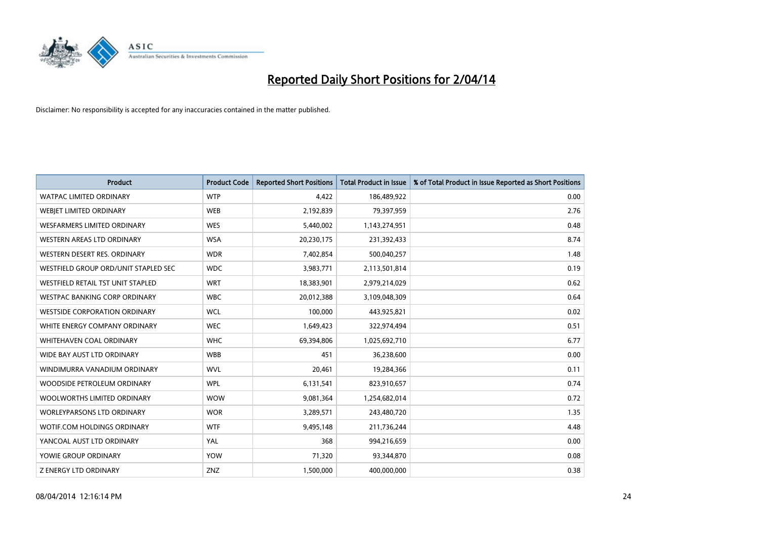# Reported Daily Short Positions for 2/04/14

Disclaimer: No responsibility is accepted for any inaccuracies contained in the matter published.

| Product | Product Code | Reported Short Positions | Total Product in Issue | % of Total Product in Issue Reported as Short Positions |
|---|---|---|---|---|
| WATPAC LIMITED ORDINARY | WTP | 4,422 | 186,489,922 | 0.00 |
| WEBJET LIMITED ORDINARY | WEB | 2,192,839 | 79,397,959 | 2.76 |
| WESFARMERS LIMITED ORDINARY | WES | 5,440,002 | 1,143,274,951 | 0.48 |
| WESTERN AREAS LTD ORDINARY | WSA | 20,230,175 | 231,392,433 | 8.74 |
| WESTERN DESERT RES. ORDINARY | WDR | 7,402,854 | 500,040,257 | 1.48 |
| WESTFIELD GROUP ORD/UNIT STAPLED SEC | WDC | 3,983,771 | 2,113,501,814 | 0.19 |
| WESTFIELD RETAIL TST UNIT STAPLED | WRT | 18,383,901 | 2,979,214,029 | 0.62 |
| WESTPAC BANKING CORP ORDINARY | WBC | 20,012,388 | 3,109,048,309 | 0.64 |
| WESTSIDE CORPORATION ORDINARY | WCL | 100,000 | 443,925,821 | 0.02 |
| WHITE ENERGY COMPANY ORDINARY | WEC | 1,649,423 | 322,974,494 | 0.51 |
| WHITEHAVEN COAL ORDINARY | WHC | 69,394,806 | 1,025,692,710 | 6.77 |
| WIDE BAY AUST LTD ORDINARY | WBB | 451 | 36,238,600 | 0.00 |
| WINDIMURRA VANADIUM ORDINARY | WVL | 20,461 | 19,284,366 | 0.11 |
| WOODSIDE PETROLEUM ORDINARY | WPL | 6,131,541 | 823,910,657 | 0.74 |
| WOOLWORTHS LIMITED ORDINARY | WOW | 9,081,364 | 1,254,682,014 | 0.72 |
| WORLEYPARSONS LTD ORDINARY | WOR | 3,289,571 | 243,480,720 | 1.35 |
| WOTIF.COM HOLDINGS ORDINARY | WTF | 9,495,148 | 211,736,244 | 4.48 |
| YANCOAL AUST LTD ORDINARY | YAL | 368 | 994,216,659 | 0.00 |
| YOWIE GROUP ORDINARY | YOW | 71,320 | 93,344,870 | 0.08 |
| Z ENERGY LTD ORDINARY | ZNZ | 1,500,000 | 400,000,000 | 0.38 |

08/04/2014 12:16:14 PM